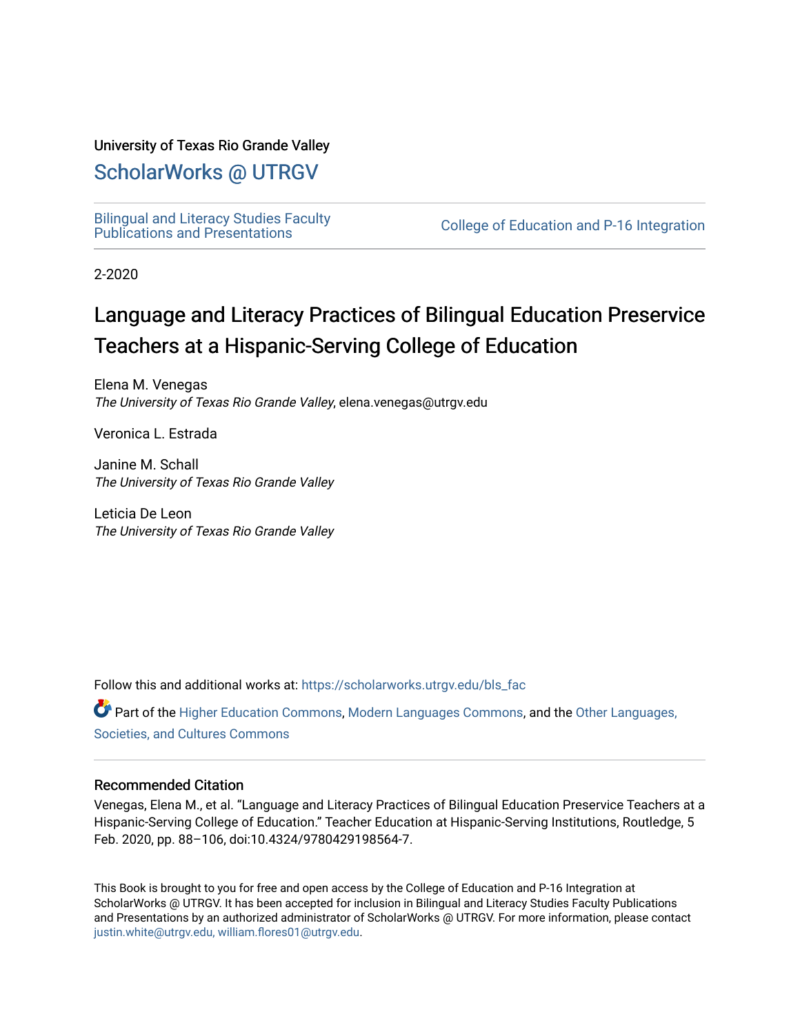University of Texas Rio Grande Valley

## ScholarWorks @ UTRGV

Bilingual and Literacy Studies Faculty Publications and Presentations

College of Education and P-16 Integration

2-2020

# Language and Literacy Practices of Bilingual Education Preservice Teachers at a Hispanic-Serving College of Education

Elena M. Venegas
*The University of Texas Rio Grande Valley*, elena.venegas@utrgv.edu

Veronica L. Estrada

Janine M. Schall
*The University of Texas Rio Grande Valley*

Leticia De Leon
*The University of Texas Rio Grande Valley*

Follow this and additional works at: https://scholarworks.utrgv.edu/bls_fac

Part of the Higher Education Commons, Modern Languages Commons, and the Other Languages, Societies, and Cultures Commons

### Recommended Citation

Venegas, Elena M., et al. "Language and Literacy Practices of Bilingual Education Preservice Teachers at a Hispanic-Serving College of Education." Teacher Education at Hispanic-Serving Institutions, Routledge, 5 Feb. 2020, pp. 88–106, doi:10.4324/9780429198564-7.

This Book is brought to you for free and open access by the College of Education and P-16 Integration at ScholarWorks @ UTRGV. It has been accepted for inclusion in Bilingual and Literacy Studies Faculty Publications and Presentations by an authorized administrator of ScholarWorks @ UTRGV. For more information, please contact justin.white@utrgv.edu, william.flores01@utrgv.edu.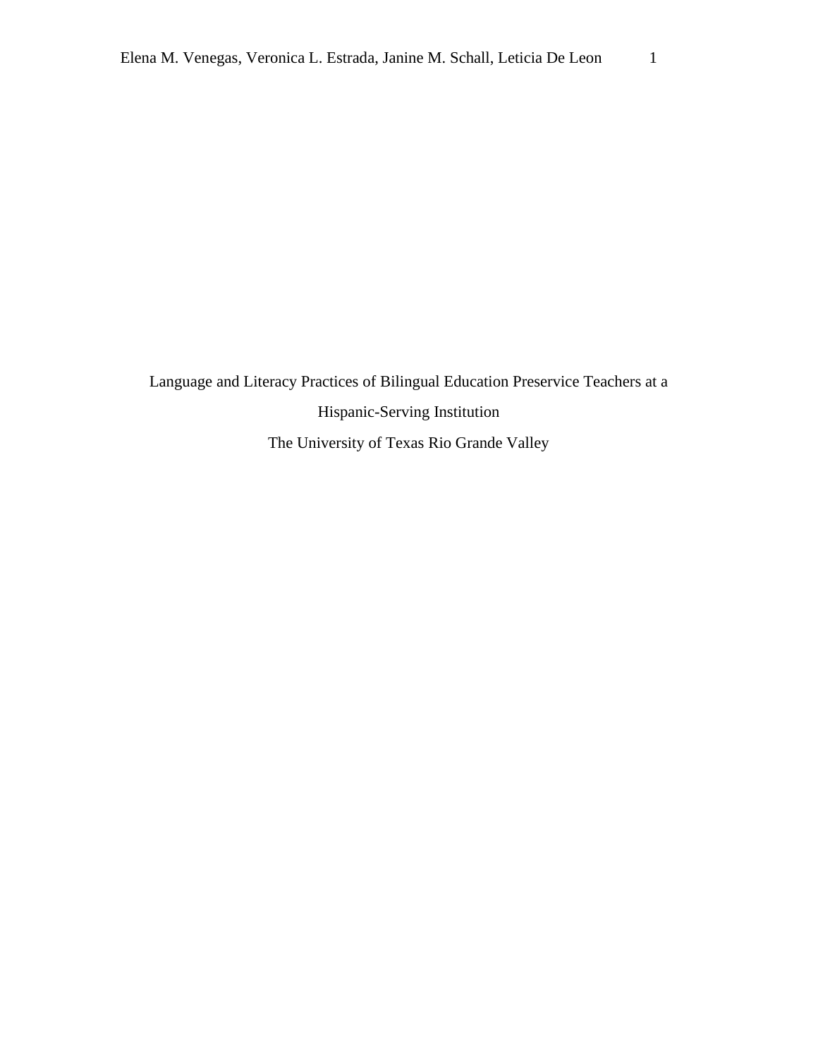Language and Literacy Practices of Bilingual Education Preservice Teachers at a Hispanic-Serving Institution

The University of Texas Rio Grande Valley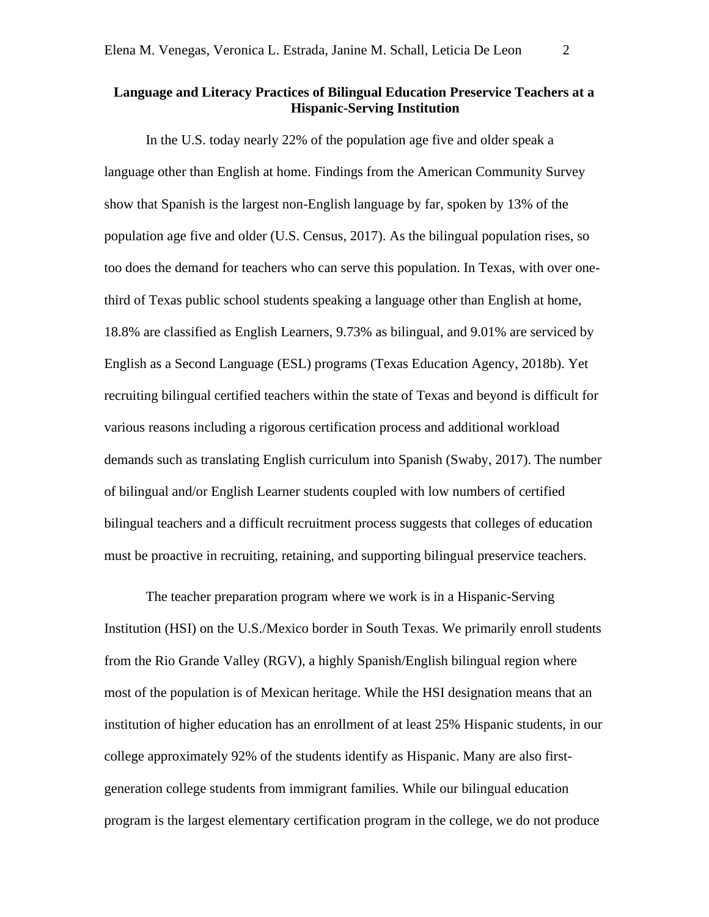**Language and Literacy Practices of Bilingual Education Preservice Teachers at a Hispanic-Serving Institution**

In the U.S. today nearly 22% of the population age five and older speak a language other than English at home. Findings from the American Community Survey show that Spanish is the largest non-English language by far, spoken by 13% of the population age five and older (U.S. Census, 2017). As the bilingual population rises, so too does the demand for teachers who can serve this population. In Texas, with over one-third of Texas public school students speaking a language other than English at home, 18.8% are classified as English Learners, 9.73% as bilingual, and 9.01% are serviced by English as a Second Language (ESL) programs (Texas Education Agency, 2018b). Yet recruiting bilingual certified teachers within the state of Texas and beyond is difficult for various reasons including a rigorous certification process and additional workload demands such as translating English curriculum into Spanish (Swaby, 2017). The number of bilingual and/or English Learner students coupled with low numbers of certified bilingual teachers and a difficult recruitment process suggests that colleges of education must be proactive in recruiting, retaining, and supporting bilingual preservice teachers.

The teacher preparation program where we work is in a Hispanic-Serving Institution (HSI) on the U.S./Mexico border in South Texas. We primarily enroll students from the Rio Grande Valley (RGV), a highly Spanish/English bilingual region where most of the population is of Mexican heritage. While the HSI designation means that an institution of higher education has an enrollment of at least 25% Hispanic students, in our college approximately 92% of the students identify as Hispanic. Many are also first-generation college students from immigrant families. While our bilingual education program is the largest elementary certification program in the college, we do not produce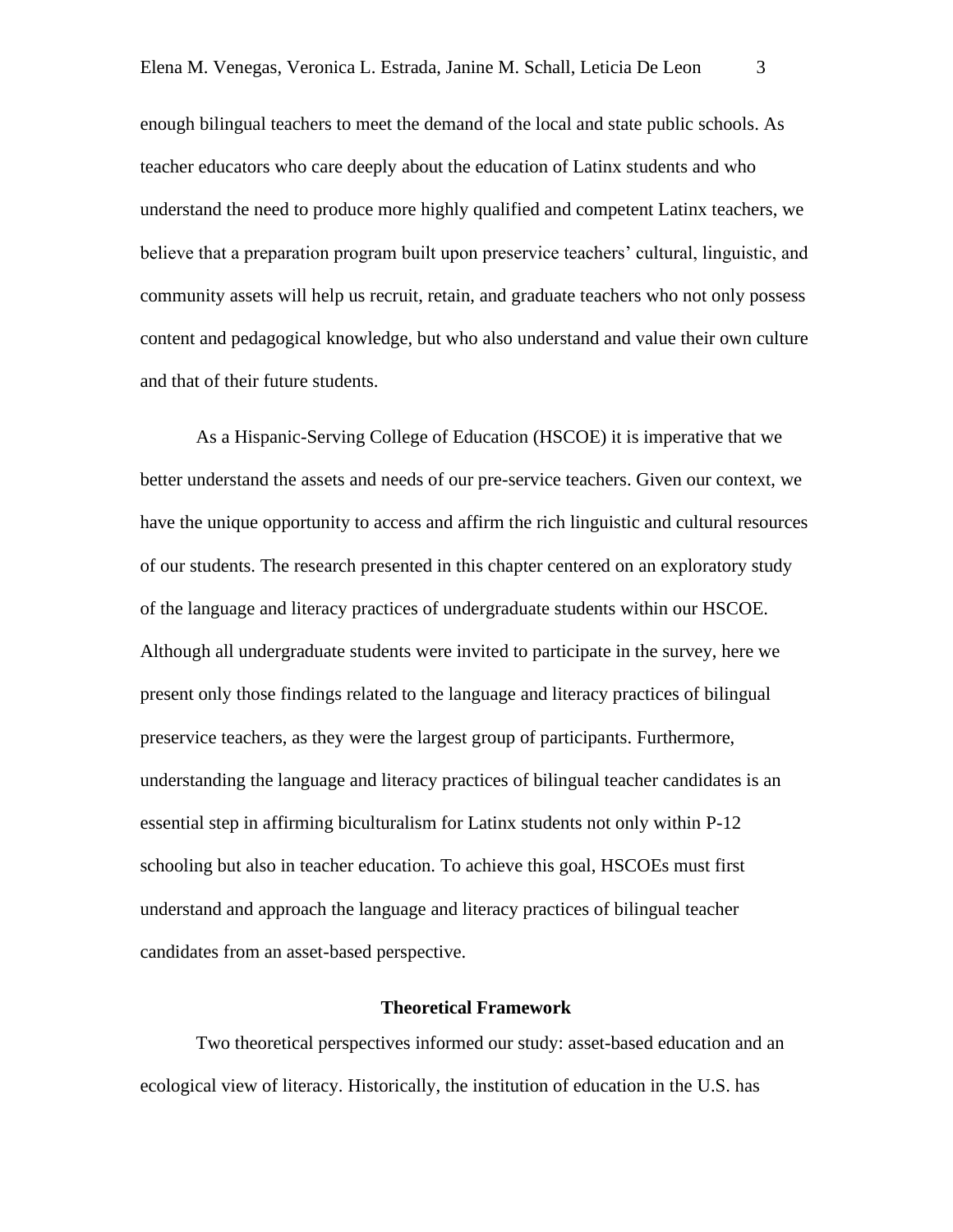enough bilingual teachers to meet the demand of the local and state public schools. As teacher educators who care deeply about the education of Latinx students and who understand the need to produce more highly qualified and competent Latinx teachers, we believe that a preparation program built upon preservice teachers' cultural, linguistic, and community assets will help us recruit, retain, and graduate teachers who not only possess content and pedagogical knowledge, but who also understand and value their own culture and that of their future students.

As a Hispanic-Serving College of Education (HSCOE) it is imperative that we better understand the assets and needs of our pre-service teachers. Given our context, we have the unique opportunity to access and affirm the rich linguistic and cultural resources of our students. The research presented in this chapter centered on an exploratory study of the language and literacy practices of undergraduate students within our HSCOE. Although all undergraduate students were invited to participate in the survey, here we present only those findings related to the language and literacy practices of bilingual preservice teachers, as they were the largest group of participants. Furthermore, understanding the language and literacy practices of bilingual teacher candidates is an essential step in affirming biculturalism for Latinx students not only within P-12 schooling but also in teacher education. To achieve this goal, HSCOEs must first understand and approach the language and literacy practices of bilingual teacher candidates from an asset-based perspective.

## Theoretical Framework

Two theoretical perspectives informed our study: asset-based education and an ecological view of literacy. Historically, the institution of education in the U.S. has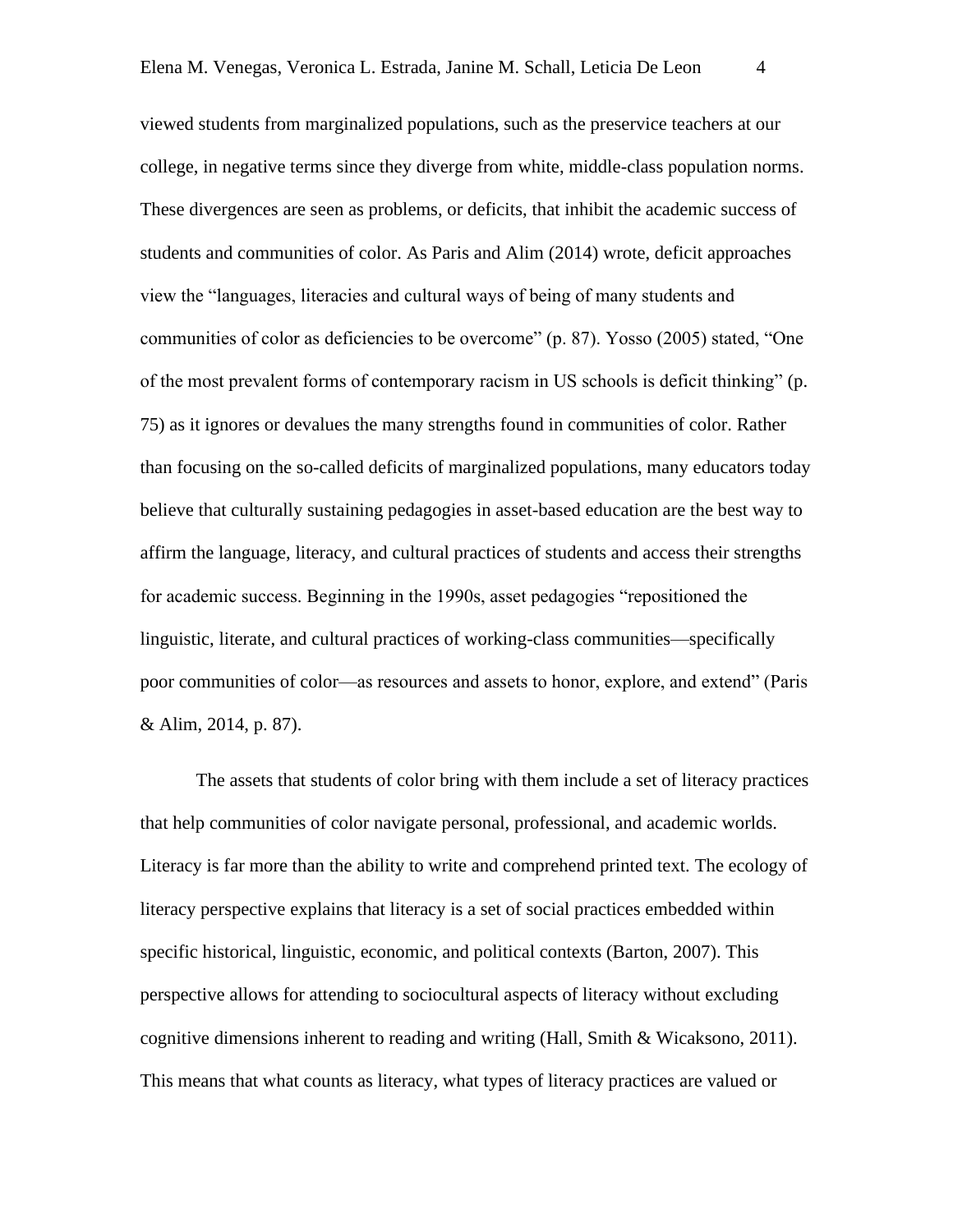viewed students from marginalized populations, such as the preservice teachers at our college, in negative terms since they diverge from white, middle-class population norms. These divergences are seen as problems, or deficits, that inhibit the academic success of students and communities of color. As Paris and Alim (2014) wrote, deficit approaches view the "languages, literacies and cultural ways of being of many students and communities of color as deficiencies to be overcome" (p. 87). Yosso (2005) stated, "One of the most prevalent forms of contemporary racism in US schools is deficit thinking" (p. 75) as it ignores or devalues the many strengths found in communities of color. Rather than focusing on the so-called deficits of marginalized populations, many educators today believe that culturally sustaining pedagogies in asset-based education are the best way to affirm the language, literacy, and cultural practices of students and access their strengths for academic success. Beginning in the 1990s, asset pedagogies "repositioned the linguistic, literate, and cultural practices of working-class communities—specifically poor communities of color—as resources and assets to honor, explore, and extend" (Paris & Alim, 2014, p. 87).

The assets that students of color bring with them include a set of literacy practices that help communities of color navigate personal, professional, and academic worlds. Literacy is far more than the ability to write and comprehend printed text. The ecology of literacy perspective explains that literacy is a set of social practices embedded within specific historical, linguistic, economic, and political contexts (Barton, 2007). This perspective allows for attending to sociocultural aspects of literacy without excluding cognitive dimensions inherent to reading and writing (Hall, Smith & Wicaksono, 2011). This means that what counts as literacy, what types of literacy practices are valued or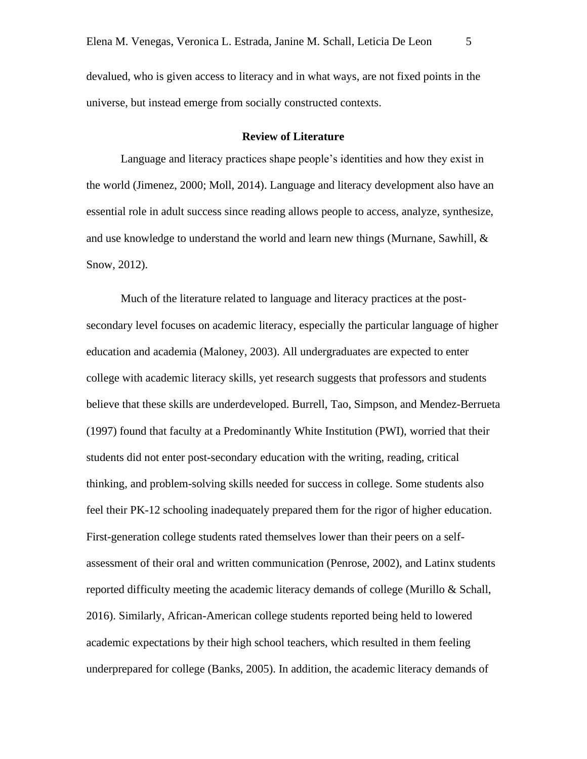devalued, who is given access to literacy and in what ways, are not fixed points in the universe, but instead emerge from socially constructed contexts.

## Review of Literature

Language and literacy practices shape people's identities and how they exist in the world (Jimenez, 2000; Moll, 2014). Language and literacy development also have an essential role in adult success since reading allows people to access, analyze, synthesize, and use knowledge to understand the world and learn new things (Murnane, Sawhill, & Snow, 2012).

Much of the literature related to language and literacy practices at the post-secondary level focuses on academic literacy, especially the particular language of higher education and academia (Maloney, 2003). All undergraduates are expected to enter college with academic literacy skills, yet research suggests that professors and students believe that these skills are underdeveloped. Burrell, Tao, Simpson, and Mendez-Berrueta (1997) found that faculty at a Predominantly White Institution (PWI), worried that their students did not enter post-secondary education with the writing, reading, critical thinking, and problem-solving skills needed for success in college. Some students also feel their PK-12 schooling inadequately prepared them for the rigor of higher education. First-generation college students rated themselves lower than their peers on a self-assessment of their oral and written communication (Penrose, 2002), and Latinx students reported difficulty meeting the academic literacy demands of college (Murillo & Schall, 2016). Similarly, African-American college students reported being held to lowered academic expectations by their high school teachers, which resulted in them feeling underprepared for college (Banks, 2005). In addition, the academic literacy demands of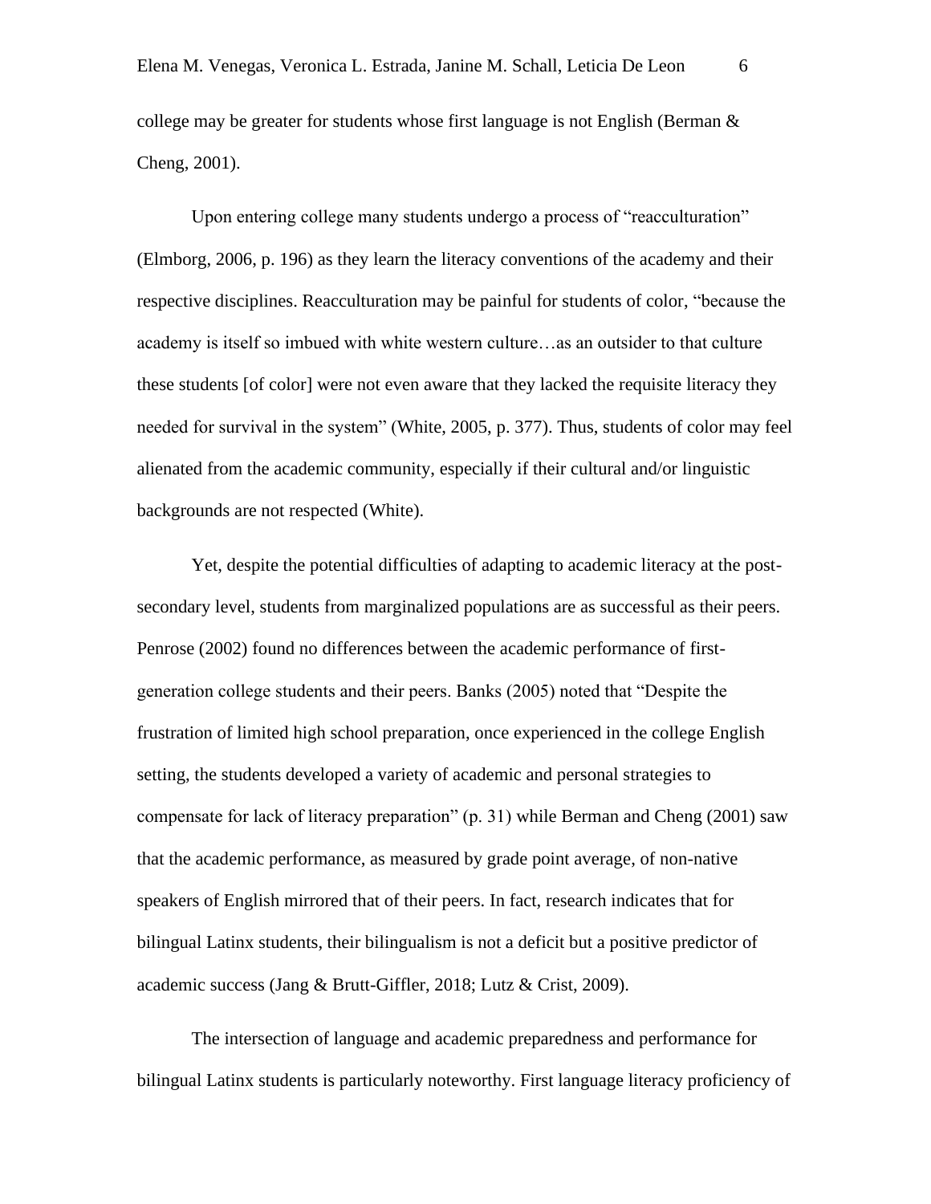college may be greater for students whose first language is not English (Berman & Cheng, 2001).

Upon entering college many students undergo a process of "reacculturation" (Elmborg, 2006, p. 196) as they learn the literacy conventions of the academy and their respective disciplines. Reacculturation may be painful for students of color, "because the academy is itself so imbued with white western culture…as an outsider to that culture these students [of color] were not even aware that they lacked the requisite literacy they needed for survival in the system" (White, 2005, p. 377). Thus, students of color may feel alienated from the academic community, especially if their cultural and/or linguistic backgrounds are not respected (White).

Yet, despite the potential difficulties of adapting to academic literacy at the post-secondary level, students from marginalized populations are as successful as their peers. Penrose (2002) found no differences between the academic performance of first-generation college students and their peers. Banks (2005) noted that "Despite the frustration of limited high school preparation, once experienced in the college English setting, the students developed a variety of academic and personal strategies to compensate for lack of literacy preparation" (p. 31) while Berman and Cheng (2001) saw that the academic performance, as measured by grade point average, of non-native speakers of English mirrored that of their peers. In fact, research indicates that for bilingual Latinx students, their bilingualism is not a deficit but a positive predictor of academic success (Jang & Brutt-Giffler, 2018; Lutz & Crist, 2009).

The intersection of language and academic preparedness and performance for bilingual Latinx students is particularly noteworthy. First language literacy proficiency of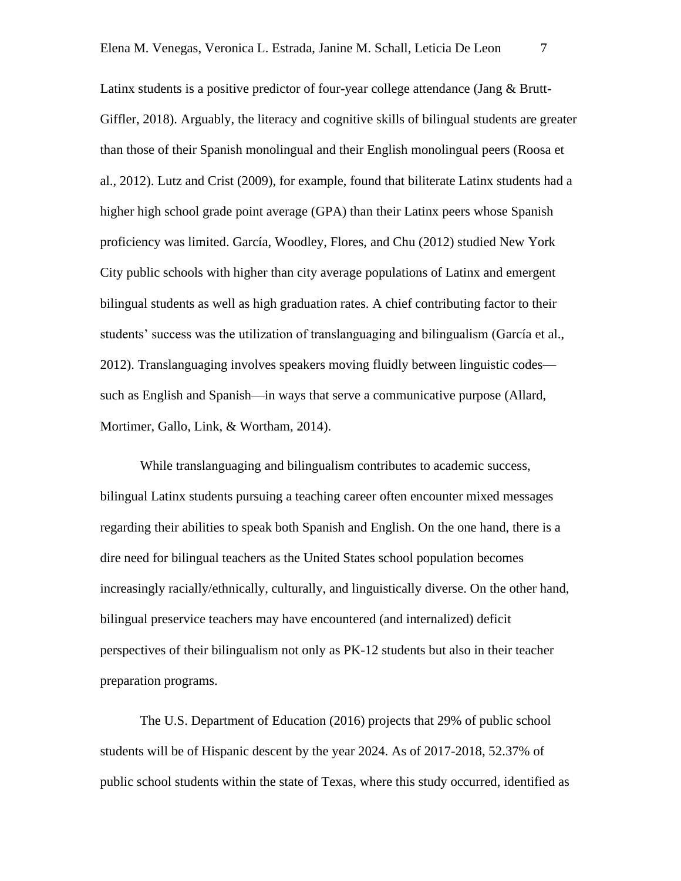Latinx students is a positive predictor of four-year college attendance (Jang & Brutt-Giffler, 2018). Arguably, the literacy and cognitive skills of bilingual students are greater than those of their Spanish monolingual and their English monolingual peers (Roosa et al., 2012). Lutz and Crist (2009), for example, found that biliterate Latinx students had a higher high school grade point average (GPA) than their Latinx peers whose Spanish proficiency was limited. García, Woodley, Flores, and Chu (2012) studied New York City public schools with higher than city average populations of Latinx and emergent bilingual students as well as high graduation rates. A chief contributing factor to their students' success was the utilization of translanguaging and bilingualism (García et al., 2012). Translanguaging involves speakers moving fluidly between linguistic codes—such as English and Spanish—in ways that serve a communicative purpose (Allard, Mortimer, Gallo, Link, & Wortham, 2014).

While translanguaging and bilingualism contributes to academic success, bilingual Latinx students pursuing a teaching career often encounter mixed messages regarding their abilities to speak both Spanish and English. On the one hand, there is a dire need for bilingual teachers as the United States school population becomes increasingly racially/ethnically, culturally, and linguistically diverse. On the other hand, bilingual preservice teachers may have encountered (and internalized) deficit perspectives of their bilingualism not only as PK-12 students but also in their teacher preparation programs.

The U.S. Department of Education (2016) projects that 29% of public school students will be of Hispanic descent by the year 2024. As of 2017-2018, 52.37% of public school students within the state of Texas, where this study occurred, identified as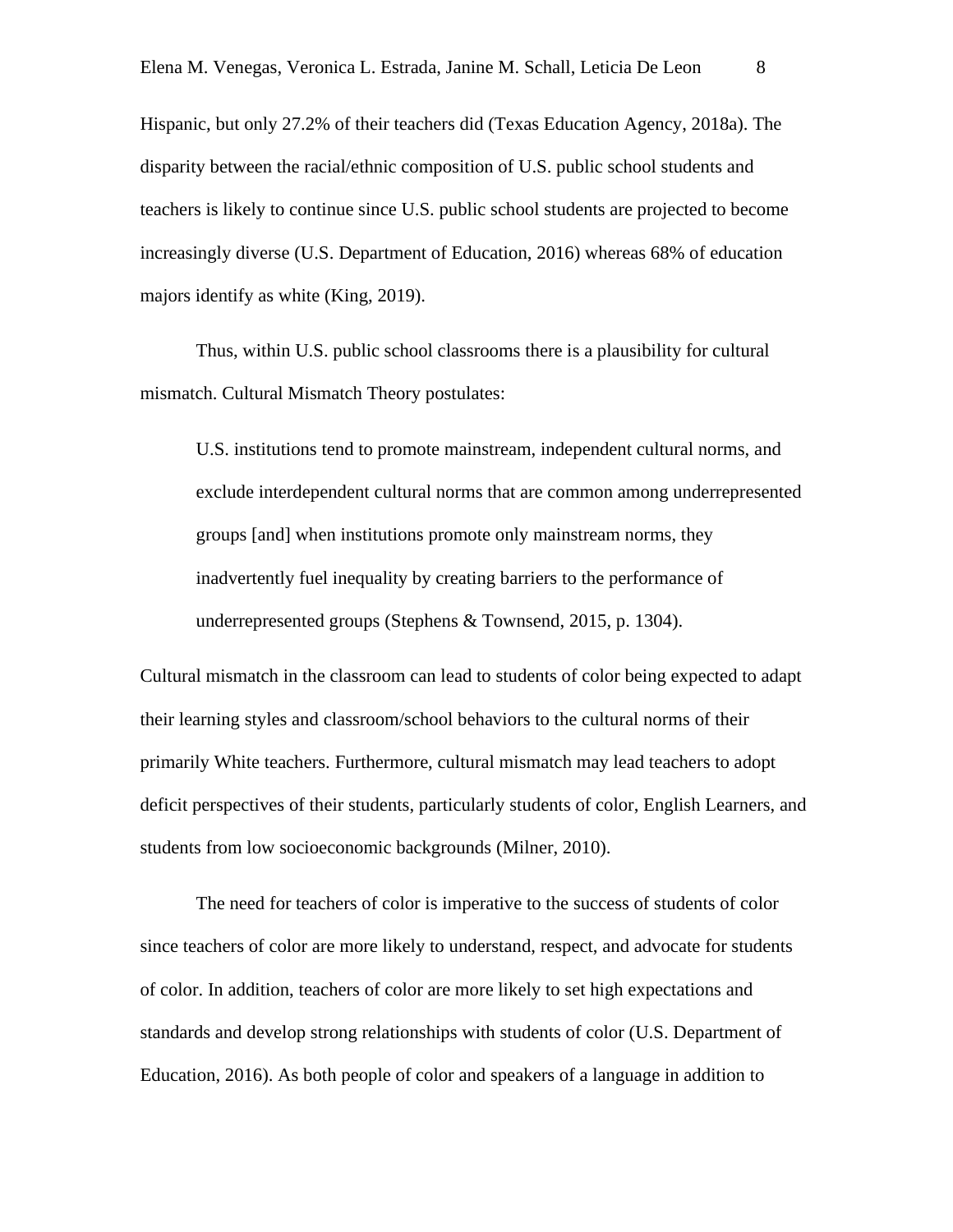Hispanic, but only 27.2% of their teachers did (Texas Education Agency, 2018a). The disparity between the racial/ethnic composition of U.S. public school students and teachers is likely to continue since U.S. public school students are projected to become increasingly diverse (U.S. Department of Education, 2016) whereas 68% of education majors identify as white (King, 2019).

Thus, within U.S. public school classrooms there is a plausibility for cultural mismatch. Cultural Mismatch Theory postulates:

> U.S. institutions tend to promote mainstream, independent cultural norms, and exclude interdependent cultural norms that are common among underrepresented groups [and] when institutions promote only mainstream norms, they inadvertently fuel inequality by creating barriers to the performance of underrepresented groups (Stephens & Townsend, 2015, p. 1304).

Cultural mismatch in the classroom can lead to students of color being expected to adapt their learning styles and classroom/school behaviors to the cultural norms of their primarily White teachers. Furthermore, cultural mismatch may lead teachers to adopt deficit perspectives of their students, particularly students of color, English Learners, and students from low socioeconomic backgrounds (Milner, 2010).

The need for teachers of color is imperative to the success of students of color since teachers of color are more likely to understand, respect, and advocate for students of color. In addition, teachers of color are more likely to set high expectations and standards and develop strong relationships with students of color (U.S. Department of Education, 2016). As both people of color and speakers of a language in addition to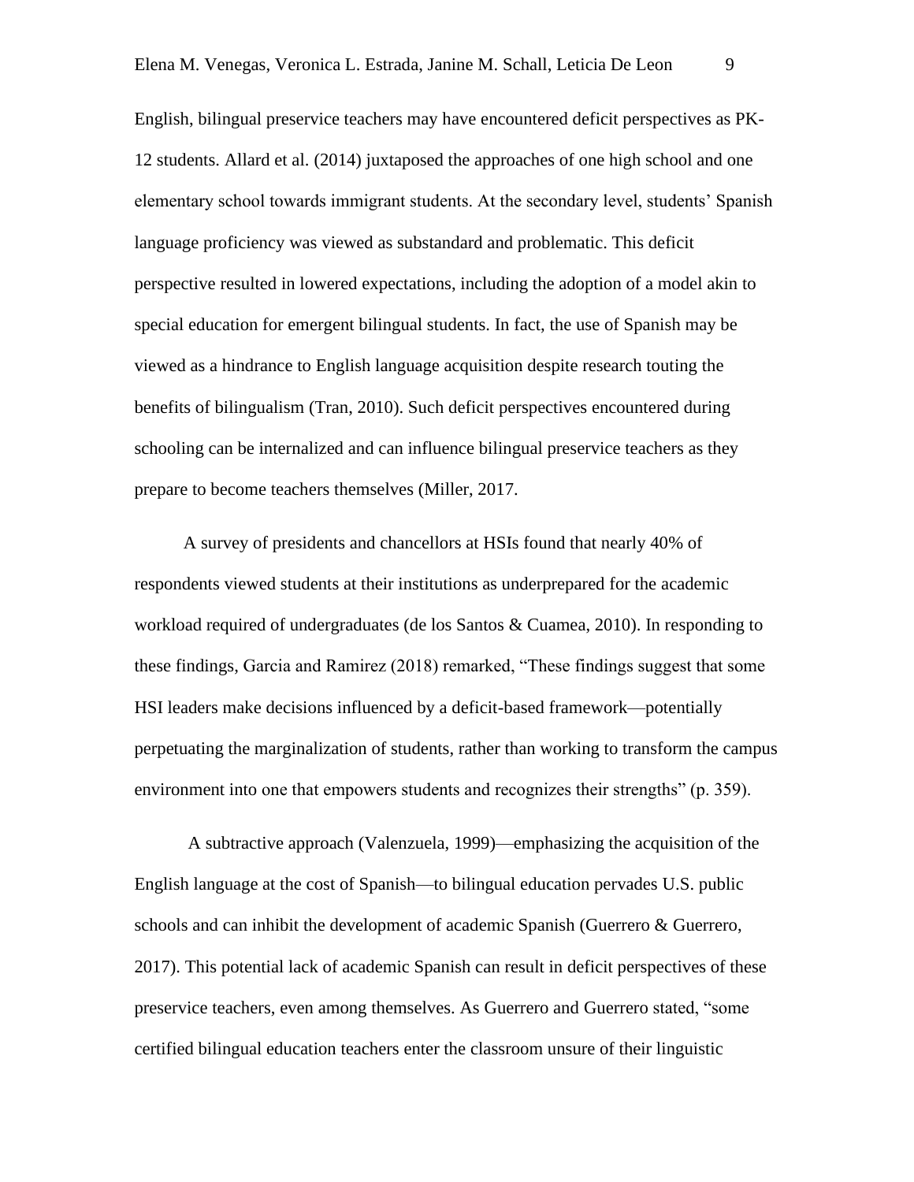English, bilingual preservice teachers may have encountered deficit perspectives as PK-12 students. Allard et al. (2014) juxtaposed the approaches of one high school and one elementary school towards immigrant students. At the secondary level, students' Spanish language proficiency was viewed as substandard and problematic. This deficit perspective resulted in lowered expectations, including the adoption of a model akin to special education for emergent bilingual students. In fact, the use of Spanish may be viewed as a hindrance to English language acquisition despite research touting the benefits of bilingualism (Tran, 2010). Such deficit perspectives encountered during schooling can be internalized and can influence bilingual preservice teachers as they prepare to become teachers themselves (Miller, 2017.

A survey of presidents and chancellors at HSIs found that nearly 40% of respondents viewed students at their institutions as underprepared for the academic workload required of undergraduates (de los Santos & Cuamea, 2010). In responding to these findings, Garcia and Ramirez (2018) remarked, "These findings suggest that some HSI leaders make decisions influenced by a deficit-based framework—potentially perpetuating the marginalization of students, rather than working to transform the campus environment into one that empowers students and recognizes their strengths" (p. 359).

A subtractive approach (Valenzuela, 1999)—emphasizing the acquisition of the English language at the cost of Spanish—to bilingual education pervades U.S. public schools and can inhibit the development of academic Spanish (Guerrero & Guerrero, 2017). This potential lack of academic Spanish can result in deficit perspectives of these preservice teachers, even among themselves. As Guerrero and Guerrero stated, "some certified bilingual education teachers enter the classroom unsure of their linguistic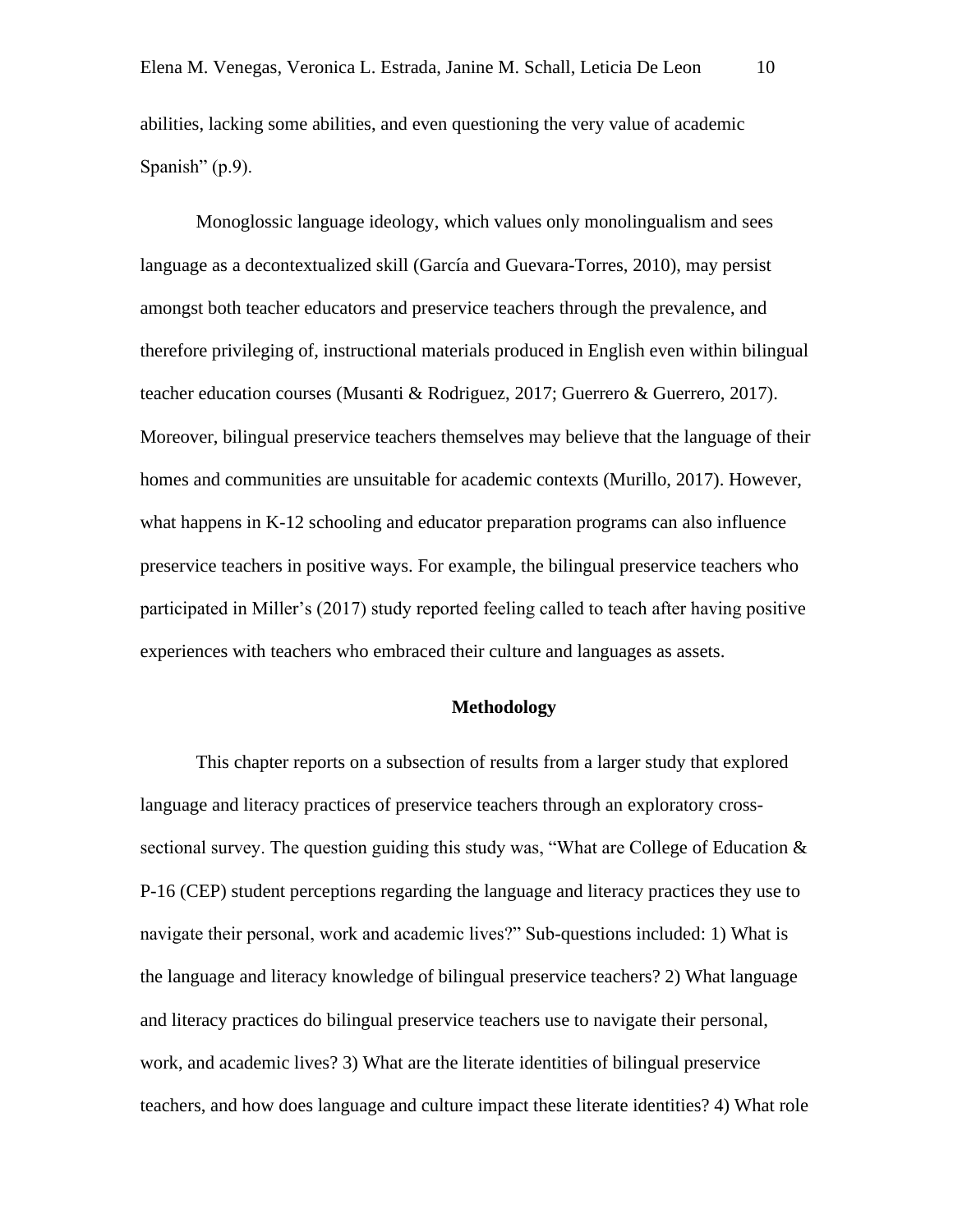abilities, lacking some abilities, and even questioning the very value of academic Spanish" (p.9).

Monoglossic language ideology, which values only monolingualism and sees language as a decontextualized skill (García and Guevara-Torres, 2010), may persist amongst both teacher educators and preservice teachers through the prevalence, and therefore privileging of, instructional materials produced in English even within bilingual teacher education courses (Musanti & Rodriguez, 2017; Guerrero & Guerrero, 2017). Moreover, bilingual preservice teachers themselves may believe that the language of their homes and communities are unsuitable for academic contexts (Murillo, 2017). However, what happens in K-12 schooling and educator preparation programs can also influence preservice teachers in positive ways. For example, the bilingual preservice teachers who participated in Miller's (2017) study reported feeling called to teach after having positive experiences with teachers who embraced their culture and languages as assets.

## Methodology

This chapter reports on a subsection of results from a larger study that explored language and literacy practices of preservice teachers through an exploratory cross-sectional survey. The question guiding this study was, "What are College of Education & P-16 (CEP) student perceptions regarding the language and literacy practices they use to navigate their personal, work and academic lives?" Sub-questions included: 1) What is the language and literacy knowledge of bilingual preservice teachers? 2) What language and literacy practices do bilingual preservice teachers use to navigate their personal, work, and academic lives? 3) What are the literate identities of bilingual preservice teachers, and how does language and culture impact these literate identities? 4) What role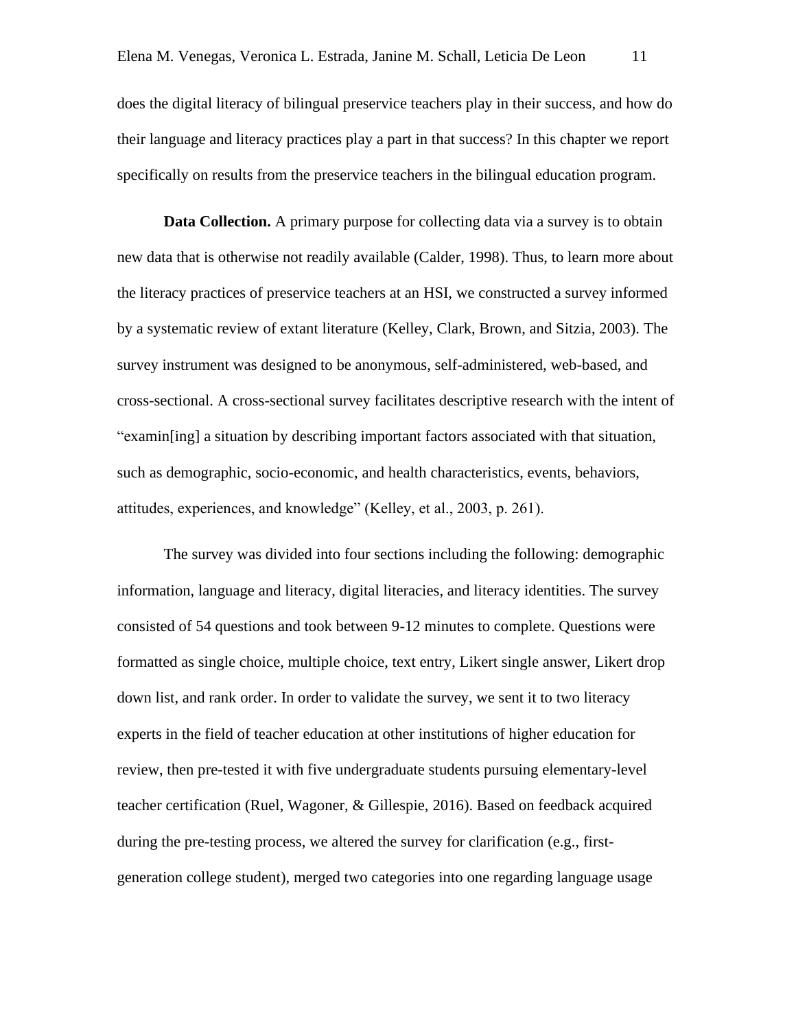does the digital literacy of bilingual preservice teachers play in their success, and how do their language and literacy practices play a part in that success? In this chapter we report specifically on results from the preservice teachers in the bilingual education program.

**Data Collection.** A primary purpose for collecting data via a survey is to obtain new data that is otherwise not readily available (Calder, 1998). Thus, to learn more about the literacy practices of preservice teachers at an HSI, we constructed a survey informed by a systematic review of extant literature (Kelley, Clark, Brown, and Sitzia, 2003). The survey instrument was designed to be anonymous, self-administered, web-based, and cross-sectional. A cross-sectional survey facilitates descriptive research with the intent of "examin[ing] a situation by describing important factors associated with that situation, such as demographic, socio-economic, and health characteristics, events, behaviors, attitudes, experiences, and knowledge" (Kelley, et al., 2003, p. 261).

The survey was divided into four sections including the following: demographic information, language and literacy, digital literacies, and literacy identities. The survey consisted of 54 questions and took between 9-12 minutes to complete. Questions were formatted as single choice, multiple choice, text entry, Likert single answer, Likert drop down list, and rank order. In order to validate the survey, we sent it to two literacy experts in the field of teacher education at other institutions of higher education for review, then pre-tested it with five undergraduate students pursuing elementary-level teacher certification (Ruel, Wagoner, & Gillespie, 2016). Based on feedback acquired during the pre-testing process, we altered the survey for clarification (e.g., first-generation college student), merged two categories into one regarding language usage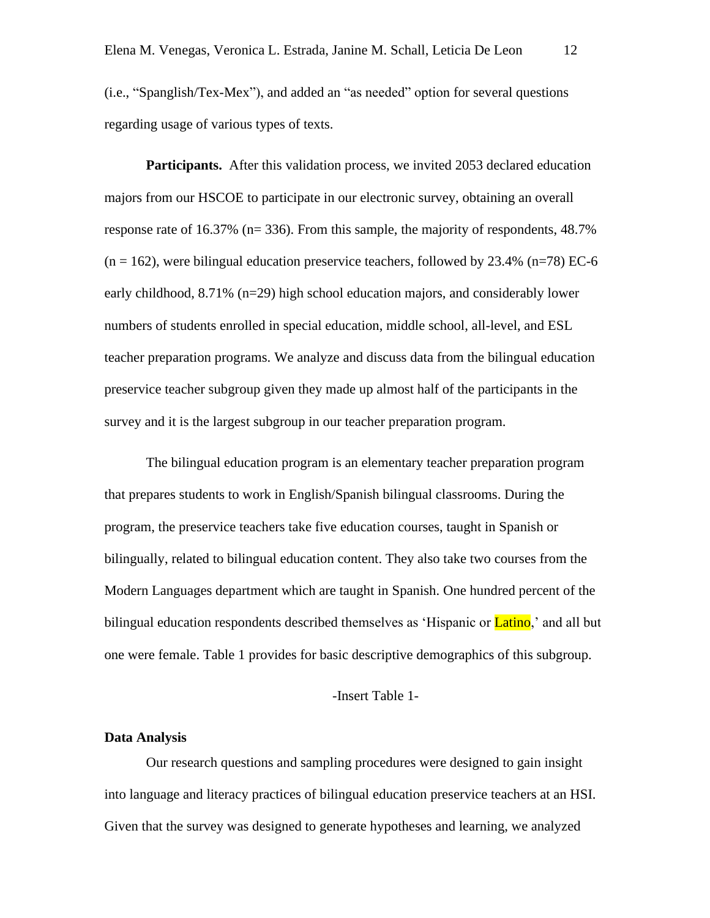(i.e., "Spanglish/Tex-Mex"), and added an "as needed" option for several questions regarding usage of various types of texts.

**Participants.** After this validation process, we invited 2053 declared education majors from our HSCOE to participate in our electronic survey, obtaining an overall response rate of 16.37% (n= 336). From this sample, the majority of respondents, 48.7% (n = 162), were bilingual education preservice teachers, followed by 23.4% (n=78) EC-6 early childhood, 8.71% (n=29) high school education majors, and considerably lower numbers of students enrolled in special education, middle school, all-level, and ESL teacher preparation programs. We analyze and discuss data from the bilingual education preservice teacher subgroup given they made up almost half of the participants in the survey and it is the largest subgroup in our teacher preparation program.

The bilingual education program is an elementary teacher preparation program that prepares students to work in English/Spanish bilingual classrooms. During the program, the preservice teachers take five education courses, taught in Spanish or bilingually, related to bilingual education content. They also take two courses from the Modern Languages department which are taught in Spanish. One hundred percent of the bilingual education respondents described themselves as 'Hispanic or Latino,' and all but one were female. Table 1 provides for basic descriptive demographics of this subgroup.

-Insert Table 1-

**Data Analysis**

Our research questions and sampling procedures were designed to gain insight into language and literacy practices of bilingual education preservice teachers at an HSI. Given that the survey was designed to generate hypotheses and learning, we analyzed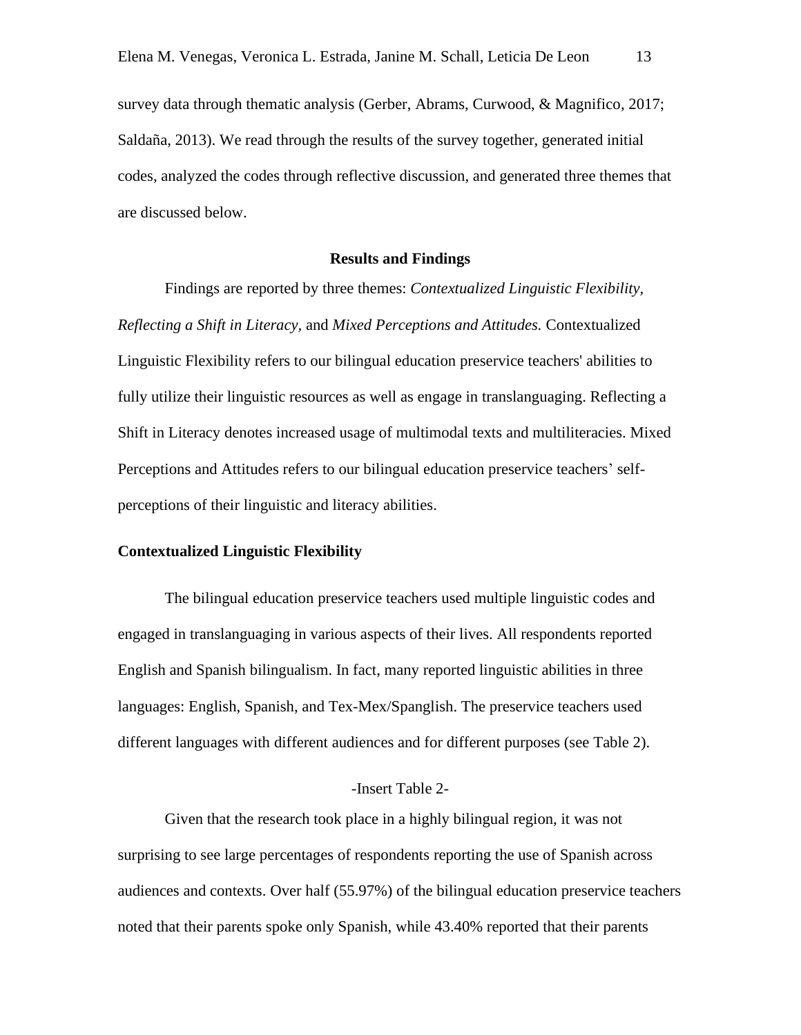survey data through thematic analysis (Gerber, Abrams, Curwood, & Magnifico, 2017; Saldaña, 2013). We read through the results of the survey together, generated initial codes, analyzed the codes through reflective discussion, and generated three themes that are discussed below.

## Results and Findings

Findings are reported by three themes: *Contextualized Linguistic Flexibility, Reflecting a Shift in Literacy,* and *Mixed Perceptions and Attitudes.* Contextualized Linguistic Flexibility refers to our bilingual education preservice teachers' abilities to fully utilize their linguistic resources as well as engage in translanguaging. Reflecting a Shift in Literacy denotes increased usage of multimodal texts and multiliteracies. Mixed Perceptions and Attitudes refers to our bilingual education preservice teachers' self-perceptions of their linguistic and literacy abilities.

### Contextualized Linguistic Flexibility

The bilingual education preservice teachers used multiple linguistic codes and engaged in translanguaging in various aspects of their lives. All respondents reported English and Spanish bilingualism. In fact, many reported linguistic abilities in three languages: English, Spanish, and Tex-Mex/Spanglish. The preservice teachers used different languages with different audiences and for different purposes (see Table 2).

-Insert Table 2-

Given that the research took place in a highly bilingual region, it was not surprising to see large percentages of respondents reporting the use of Spanish across audiences and contexts. Over half (55.97%) of the bilingual education preservice teachers noted that their parents spoke only Spanish, while 43.40% reported that their parents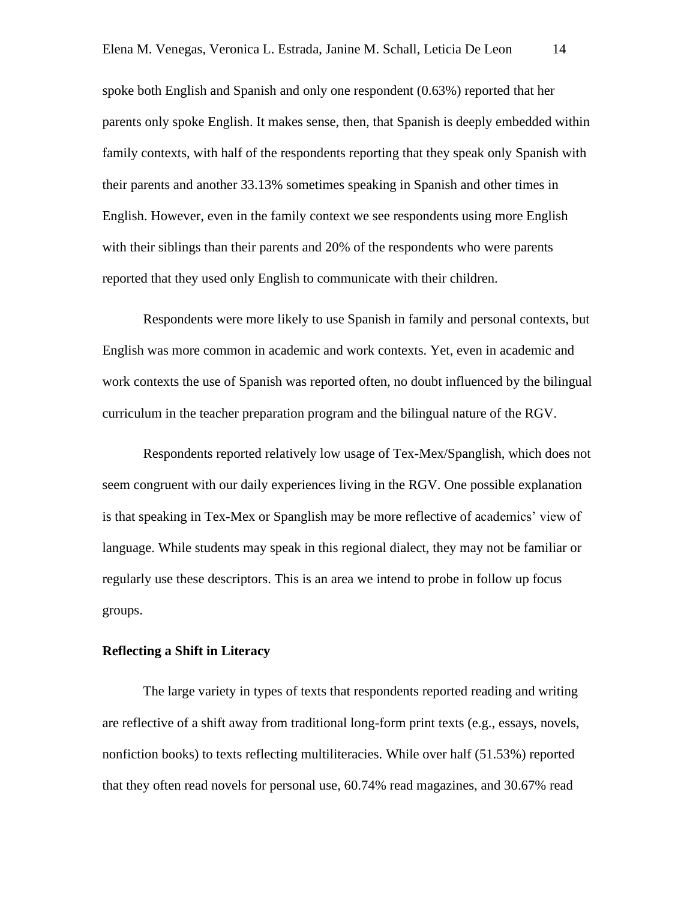spoke both English and Spanish and only one respondent (0.63%) reported that her parents only spoke English. It makes sense, then, that Spanish is deeply embedded within family contexts, with half of the respondents reporting that they speak only Spanish with their parents and another 33.13% sometimes speaking in Spanish and other times in English. However, even in the family context we see respondents using more English with their siblings than their parents and 20% of the respondents who were parents reported that they used only English to communicate with their children.

Respondents were more likely to use Spanish in family and personal contexts, but English was more common in academic and work contexts. Yet, even in academic and work contexts the use of Spanish was reported often, no doubt influenced by the bilingual curriculum in the teacher preparation program and the bilingual nature of the RGV.

Respondents reported relatively low usage of Tex-Mex/Spanglish, which does not seem congruent with our daily experiences living in the RGV. One possible explanation is that speaking in Tex-Mex or Spanglish may be more reflective of academics' view of language. While students may speak in this regional dialect, they may not be familiar or regularly use these descriptors. This is an area we intend to probe in follow up focus groups.

**Reflecting a Shift in Literacy**

The large variety in types of texts that respondents reported reading and writing are reflective of a shift away from traditional long-form print texts (e.g., essays, novels, nonfiction books) to texts reflecting multiliteracies. While over half (51.53%) reported that they often read novels for personal use, 60.74% read magazines, and 30.67% read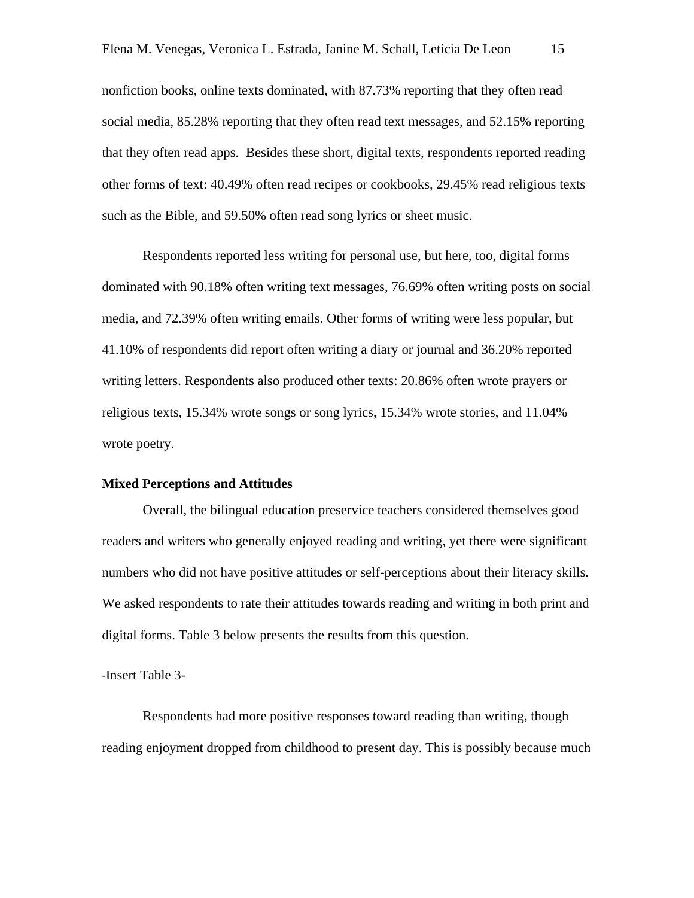nonfiction books, online texts dominated, with 87.73% reporting that they often read social media, 85.28% reporting that they often read text messages, and 52.15% reporting that they often read apps.  Besides these short, digital texts, respondents reported reading other forms of text: 40.49% often read recipes or cookbooks, 29.45% read religious texts such as the Bible, and 59.50% often read song lyrics or sheet music.

Respondents reported less writing for personal use, but here, too, digital forms dominated with 90.18% often writing text messages, 76.69% often writing posts on social media, and 72.39% often writing emails. Other forms of writing were less popular, but 41.10% of respondents did report often writing a diary or journal and 36.20% reported writing letters. Respondents also produced other texts: 20.86% often wrote prayers or religious texts, 15.34% wrote songs or song lyrics, 15.34% wrote stories, and 11.04% wrote poetry.

**Mixed Perceptions and Attitudes**

Overall, the bilingual education preservice teachers considered themselves good readers and writers who generally enjoyed reading and writing, yet there were significant numbers who did not have positive attitudes or self-perceptions about their literacy skills. We asked respondents to rate their attitudes towards reading and writing in both print and digital forms. Table 3 below presents the results from this question.

-Insert Table 3-

Respondents had more positive responses toward reading than writing, though reading enjoyment dropped from childhood to present day. This is possibly because much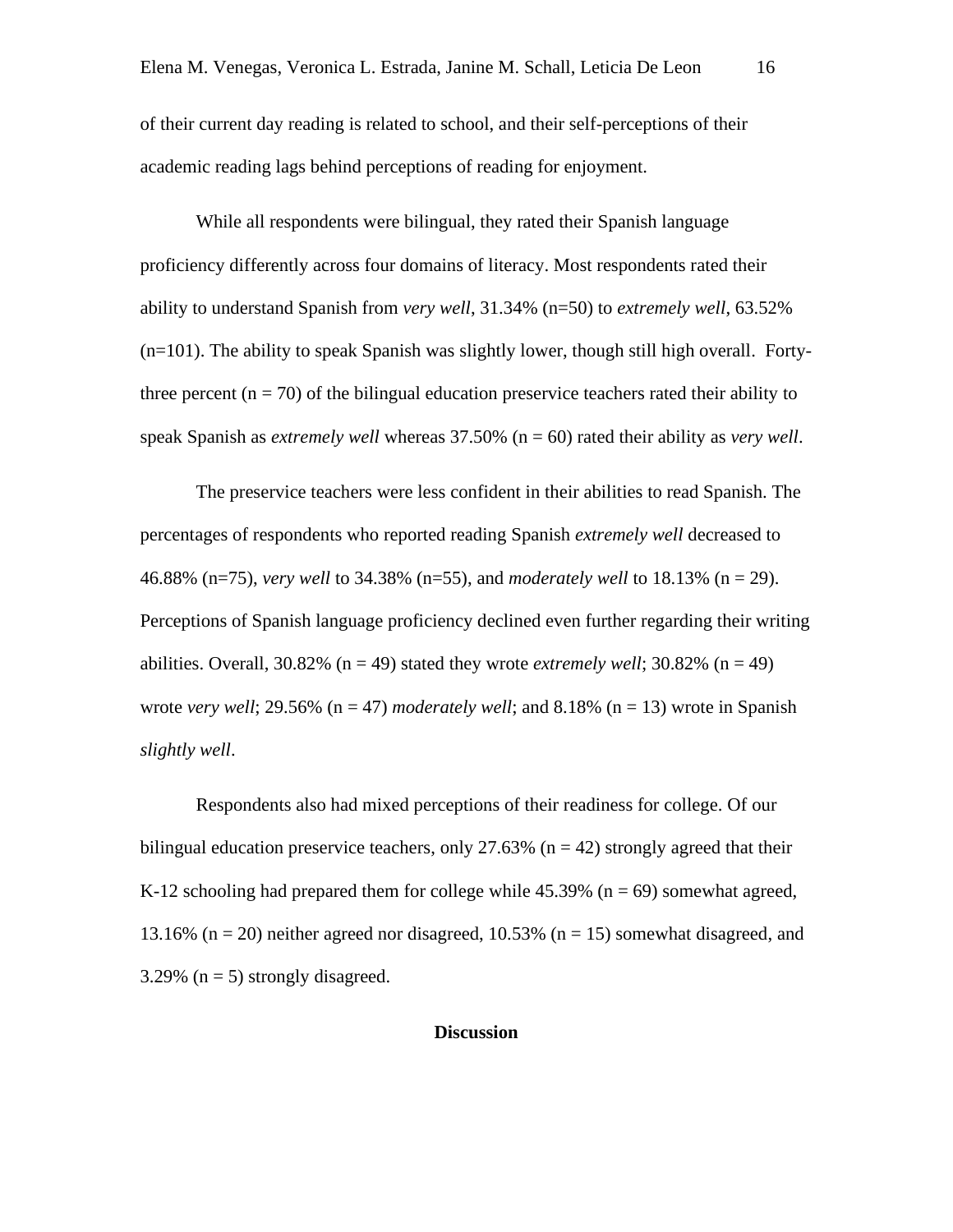of their current day reading is related to school, and their self-perceptions of their academic reading lags behind perceptions of reading for enjoyment.

While all respondents were bilingual, they rated their Spanish language proficiency differently across four domains of literacy. Most respondents rated their ability to understand Spanish from *very well*, 31.34% (n=50) to *extremely well*, 63.52% (n=101). The ability to speak Spanish was slightly lower, though still high overall. Forty-three percent (n = 70) of the bilingual education preservice teachers rated their ability to speak Spanish as *extremely well* whereas 37.50% (n = 60) rated their ability as *very well*.

The preservice teachers were less confident in their abilities to read Spanish. The percentages of respondents who reported reading Spanish *extremely well* decreased to 46.88% (n=75), *very well* to 34.38% (n=55), and *moderately well* to 18.13% (n = 29). Perceptions of Spanish language proficiency declined even further regarding their writing abilities. Overall, 30.82% (n = 49) stated they wrote *extremely well*; 30.82% (n = 49) wrote *very well*; 29.56% (n = 47) *moderately well*; and 8.18% (n = 13) wrote in Spanish *slightly well*.

Respondents also had mixed perceptions of their readiness for college. Of our bilingual education preservice teachers, only 27.63% (n = 42) strongly agreed that their K-12 schooling had prepared them for college while 45.39% (n = 69) somewhat agreed, 13.16% (n = 20) neither agreed nor disagreed, 10.53% (n = 15) somewhat disagreed, and 3.29% (n = 5) strongly disagreed.

## Discussion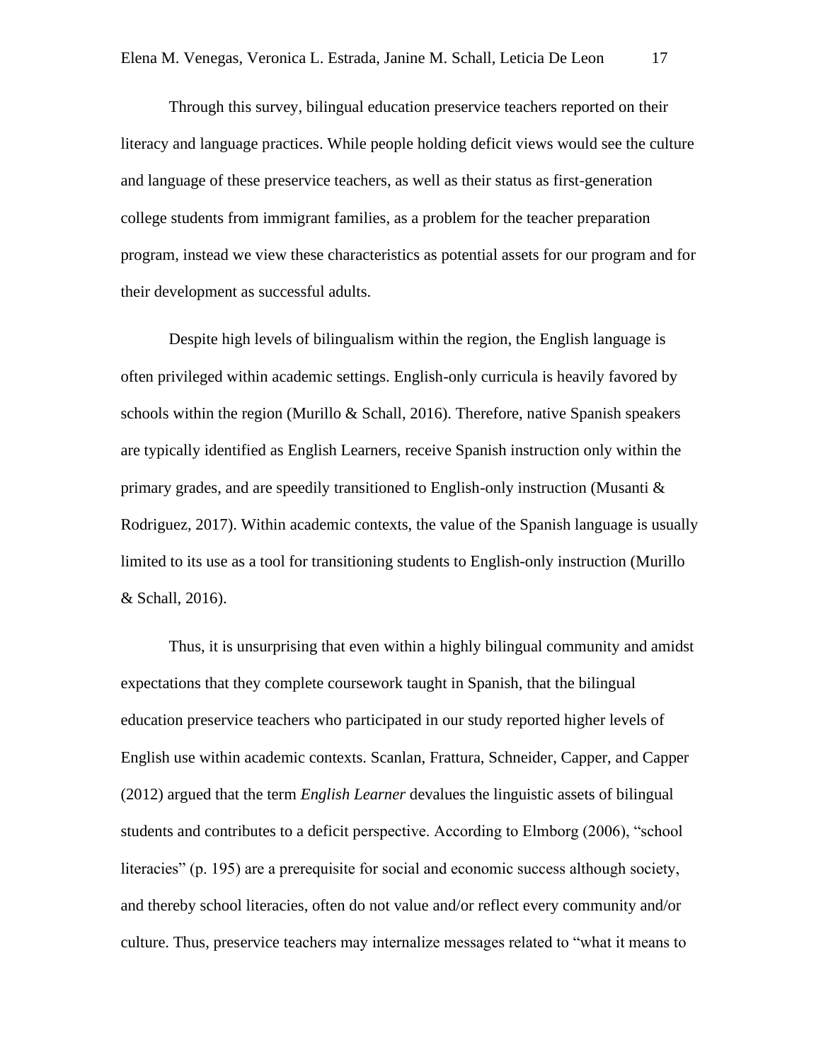Through this survey, bilingual education preservice teachers reported on their literacy and language practices. While people holding deficit views would see the culture and language of these preservice teachers, as well as their status as first-generation college students from immigrant families, as a problem for the teacher preparation program, instead we view these characteristics as potential assets for our program and for their development as successful adults.

Despite high levels of bilingualism within the region, the English language is often privileged within academic settings. English-only curricula is heavily favored by schools within the region (Murillo & Schall, 2016). Therefore, native Spanish speakers are typically identified as English Learners, receive Spanish instruction only within the primary grades, and are speedily transitioned to English-only instruction (Musanti & Rodriguez, 2017). Within academic contexts, the value of the Spanish language is usually limited to its use as a tool for transitioning students to English-only instruction (Murillo & Schall, 2016).

Thus, it is unsurprising that even within a highly bilingual community and amidst expectations that they complete coursework taught in Spanish, that the bilingual education preservice teachers who participated in our study reported higher levels of English use within academic contexts. Scanlan, Frattura, Schneider, Capper, and Capper (2012) argued that the term *English Learner* devalues the linguistic assets of bilingual students and contributes to a deficit perspective. According to Elmborg (2006), "school literacies" (p. 195) are a prerequisite for social and economic success although society, and thereby school literacies, often do not value and/or reflect every community and/or culture. Thus, preservice teachers may internalize messages related to "what it means to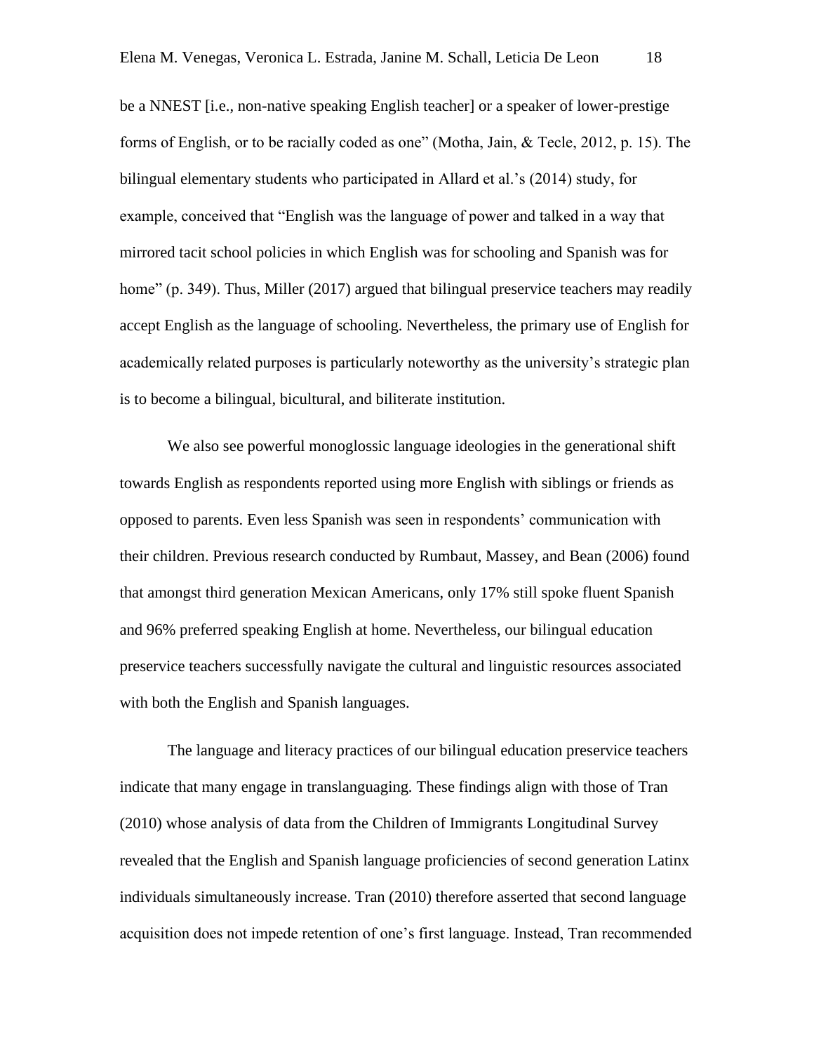be a NNEST [i.e., non-native speaking English teacher] or a speaker of lower-prestige forms of English, or to be racially coded as one" (Motha, Jain, & Tecle, 2012, p. 15). The bilingual elementary students who participated in Allard et al.'s (2014) study, for example, conceived that "English was the language of power and talked in a way that mirrored tacit school policies in which English was for schooling and Spanish was for home" (p. 349). Thus, Miller (2017) argued that bilingual preservice teachers may readily accept English as the language of schooling. Nevertheless, the primary use of English for academically related purposes is particularly noteworthy as the university's strategic plan is to become a bilingual, bicultural, and biliterate institution.

We also see powerful monoglossic language ideologies in the generational shift towards English as respondents reported using more English with siblings or friends as opposed to parents. Even less Spanish was seen in respondents' communication with their children. Previous research conducted by Rumbaut, Massey, and Bean (2006) found that amongst third generation Mexican Americans, only 17% still spoke fluent Spanish and 96% preferred speaking English at home. Nevertheless, our bilingual education preservice teachers successfully navigate the cultural and linguistic resources associated with both the English and Spanish languages.

The language and literacy practices of our bilingual education preservice teachers indicate that many engage in translanguaging. These findings align with those of Tran (2010) whose analysis of data from the Children of Immigrants Longitudinal Survey revealed that the English and Spanish language proficiencies of second generation Latinx individuals simultaneously increase. Tran (2010) therefore asserted that second language acquisition does not impede retention of one's first language. Instead, Tran recommended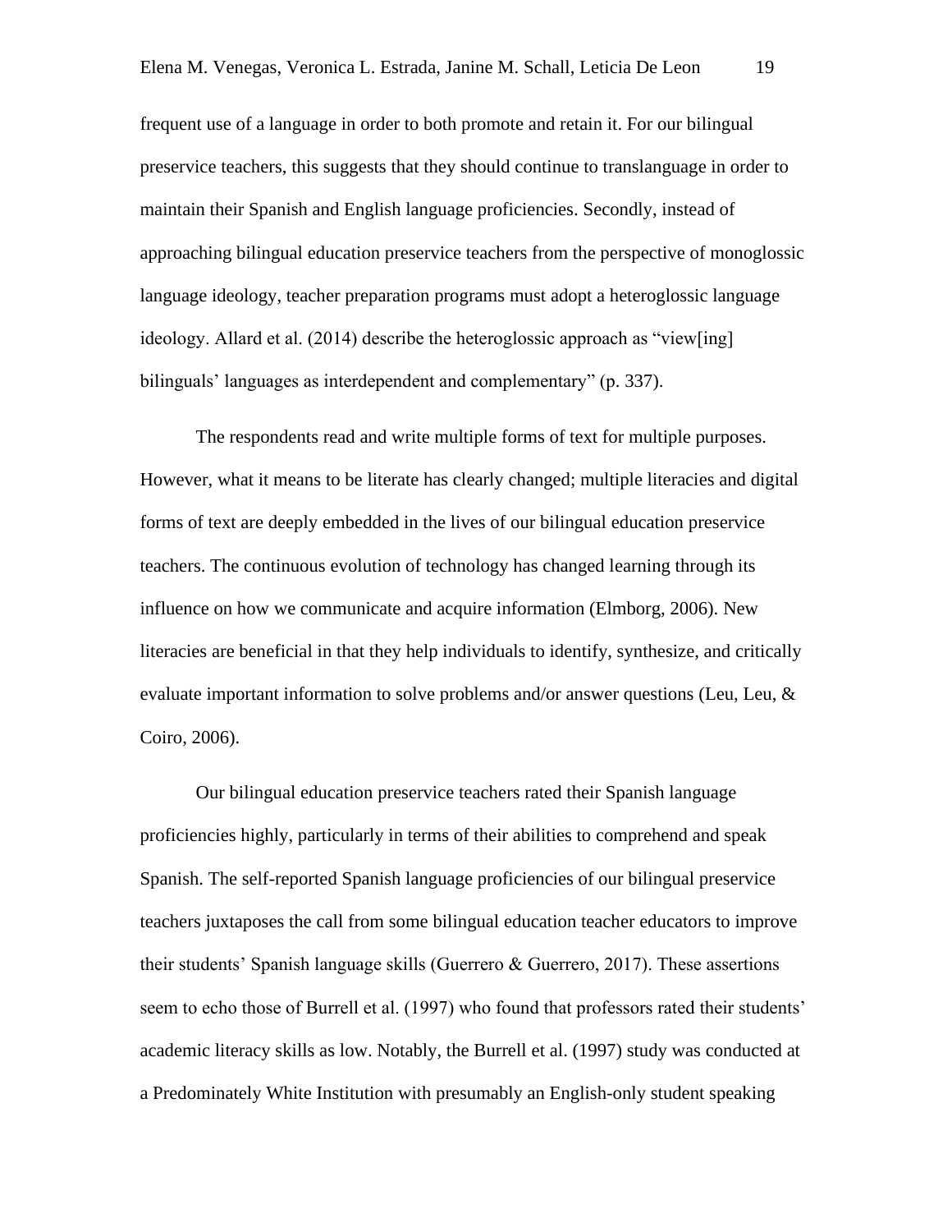frequent use of a language in order to both promote and retain it. For our bilingual preservice teachers, this suggests that they should continue to translanguage in order to maintain their Spanish and English language proficiencies. Secondly, instead of approaching bilingual education preservice teachers from the perspective of monoglossic language ideology, teacher preparation programs must adopt a heteroglossic language ideology. Allard et al. (2014) describe the heteroglossic approach as "view[ing] bilinguals' languages as interdependent and complementary" (p. 337).

The respondents read and write multiple forms of text for multiple purposes. However, what it means to be literate has clearly changed; multiple literacies and digital forms of text are deeply embedded in the lives of our bilingual education preservice teachers. The continuous evolution of technology has changed learning through its influence on how we communicate and acquire information (Elmborg, 2006). New literacies are beneficial in that they help individuals to identify, synthesize, and critically evaluate important information to solve problems and/or answer questions (Leu, Leu, & Coiro, 2006).

Our bilingual education preservice teachers rated their Spanish language proficiencies highly, particularly in terms of their abilities to comprehend and speak Spanish. The self-reported Spanish language proficiencies of our bilingual preservice teachers juxtaposes the call from some bilingual education teacher educators to improve their students' Spanish language skills (Guerrero & Guerrero, 2017). These assertions seem to echo those of Burrell et al. (1997) who found that professors rated their students' academic literacy skills as low. Notably, the Burrell et al. (1997) study was conducted at a Predominately White Institution with presumably an English-only student speaking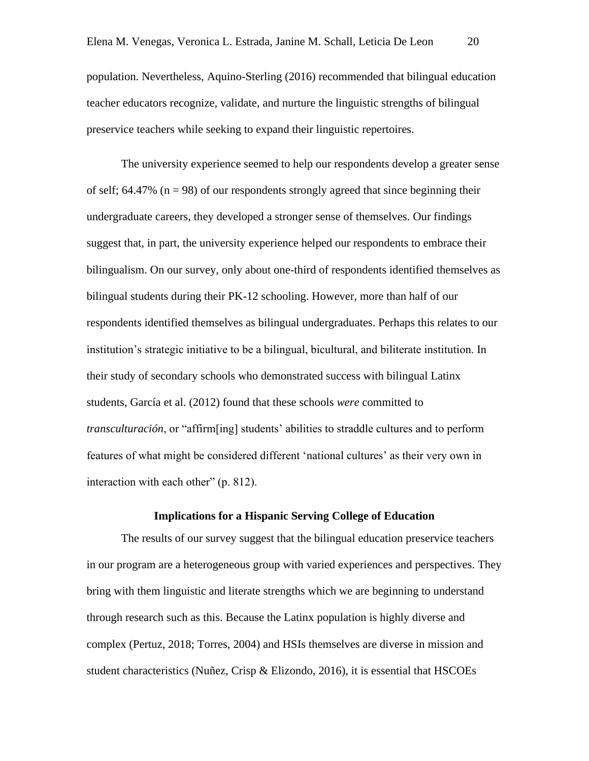population. Nevertheless, Aquino-Sterling (2016) recommended that bilingual education teacher educators recognize, validate, and nurture the linguistic strengths of bilingual preservice teachers while seeking to expand their linguistic repertoires.

The university experience seemed to help our respondents develop a greater sense of self; 64.47% (n = 98) of our respondents strongly agreed that since beginning their undergraduate careers, they developed a stronger sense of themselves. Our findings suggest that, in part, the university experience helped our respondents to embrace their bilingualism. On our survey, only about one-third of respondents identified themselves as bilingual students during their PK-12 schooling. However, more than half of our respondents identified themselves as bilingual undergraduates. Perhaps this relates to our institution's strategic initiative to be a bilingual, bicultural, and biliterate institution. In their study of secondary schools who demonstrated success with bilingual Latinx students, García et al. (2012) found that these schools *were* committed to *transculturación*, or "affirm[ing] students' abilities to straddle cultures and to perform features of what might be considered different 'national cultures' as their very own in interaction with each other" (p. 812).

## Implications for a Hispanic Serving College of Education

The results of our survey suggest that the bilingual education preservice teachers in our program are a heterogeneous group with varied experiences and perspectives. They bring with them linguistic and literate strengths which we are beginning to understand through research such as this. Because the Latinx population is highly diverse and complex (Pertuz, 2018; Torres, 2004) and HSIs themselves are diverse in mission and student characteristics (Nuñez, Crisp & Elizondo, 2016), it is essential that HSCOEs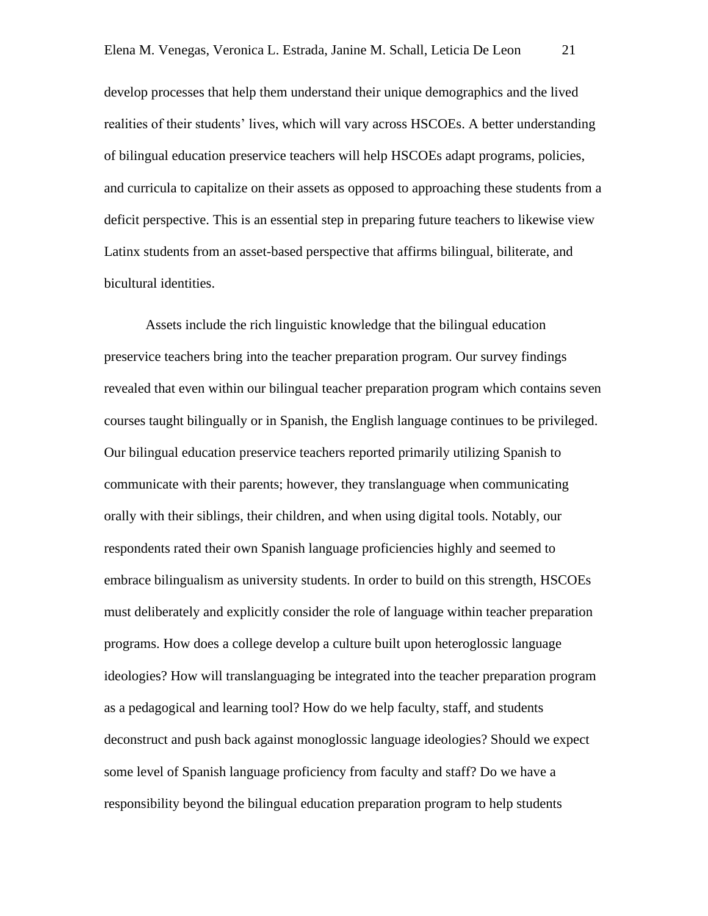develop processes that help them understand their unique demographics and the lived realities of their students' lives, which will vary across HSCOEs. A better understanding of bilingual education preservice teachers will help HSCOEs adapt programs, policies, and curricula to capitalize on their assets as opposed to approaching these students from a deficit perspective. This is an essential step in preparing future teachers to likewise view Latinx students from an asset-based perspective that affirms bilingual, biliterate, and bicultural identities.

Assets include the rich linguistic knowledge that the bilingual education preservice teachers bring into the teacher preparation program. Our survey findings revealed that even within our bilingual teacher preparation program which contains seven courses taught bilingually or in Spanish, the English language continues to be privileged. Our bilingual education preservice teachers reported primarily utilizing Spanish to communicate with their parents; however, they translanguage when communicating orally with their siblings, their children, and when using digital tools. Notably, our respondents rated their own Spanish language proficiencies highly and seemed to embrace bilingualism as university students. In order to build on this strength, HSCOEs must deliberately and explicitly consider the role of language within teacher preparation programs. How does a college develop a culture built upon heteroglossic language ideologies? How will translanguaging be integrated into the teacher preparation program as a pedagogical and learning tool? How do we help faculty, staff, and students deconstruct and push back against monoglossic language ideologies? Should we expect some level of Spanish language proficiency from faculty and staff? Do we have a responsibility beyond the bilingual education preparation program to help students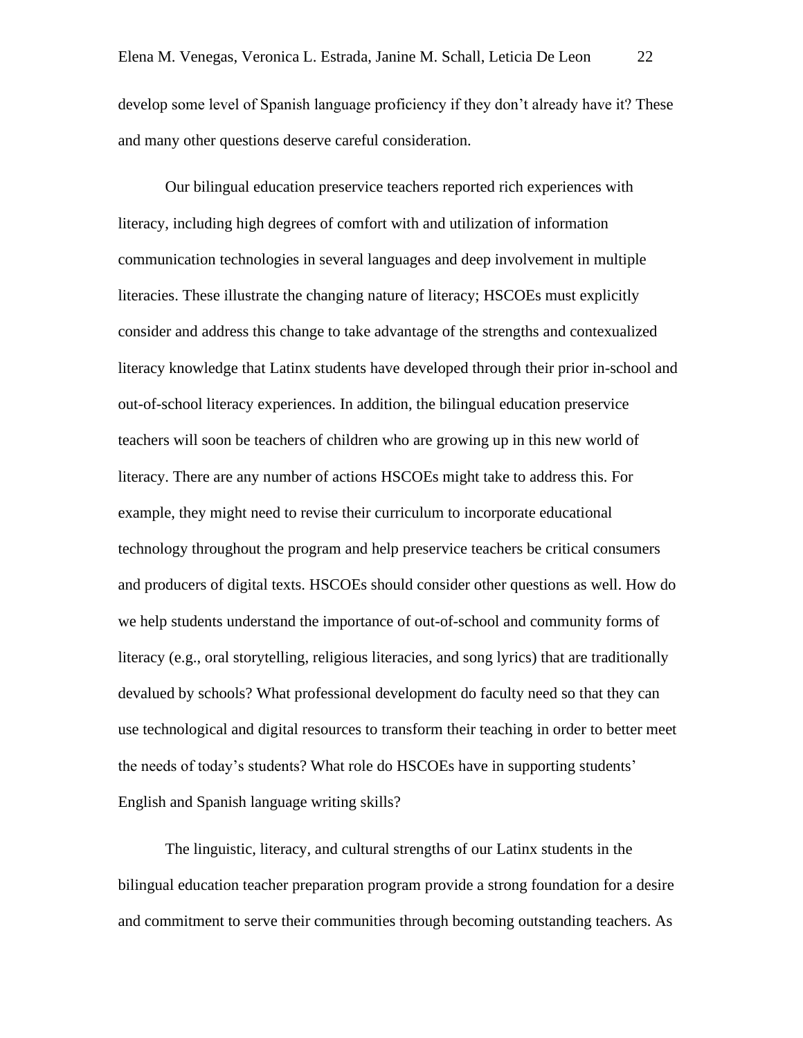develop some level of Spanish language proficiency if they don't already have it? These and many other questions deserve careful consideration.

Our bilingual education preservice teachers reported rich experiences with literacy, including high degrees of comfort with and utilization of information communication technologies in several languages and deep involvement in multiple literacies. These illustrate the changing nature of literacy; HSCOEs must explicitly consider and address this change to take advantage of the strengths and contexualized literacy knowledge that Latinx students have developed through their prior in-school and out-of-school literacy experiences. In addition, the bilingual education preservice teachers will soon be teachers of children who are growing up in this new world of literacy. There are any number of actions HSCOEs might take to address this. For example, they might need to revise their curriculum to incorporate educational technology throughout the program and help preservice teachers be critical consumers and producers of digital texts. HSCOEs should consider other questions as well. How do we help students understand the importance of out-of-school and community forms of literacy (e.g., oral storytelling, religious literacies, and song lyrics) that are traditionally devalued by schools? What professional development do faculty need so that they can use technological and digital resources to transform their teaching in order to better meet the needs of today's students? What role do HSCOEs have in supporting students' English and Spanish language writing skills?

The linguistic, literacy, and cultural strengths of our Latinx students in the bilingual education teacher preparation program provide a strong foundation for a desire and commitment to serve their communities through becoming outstanding teachers. As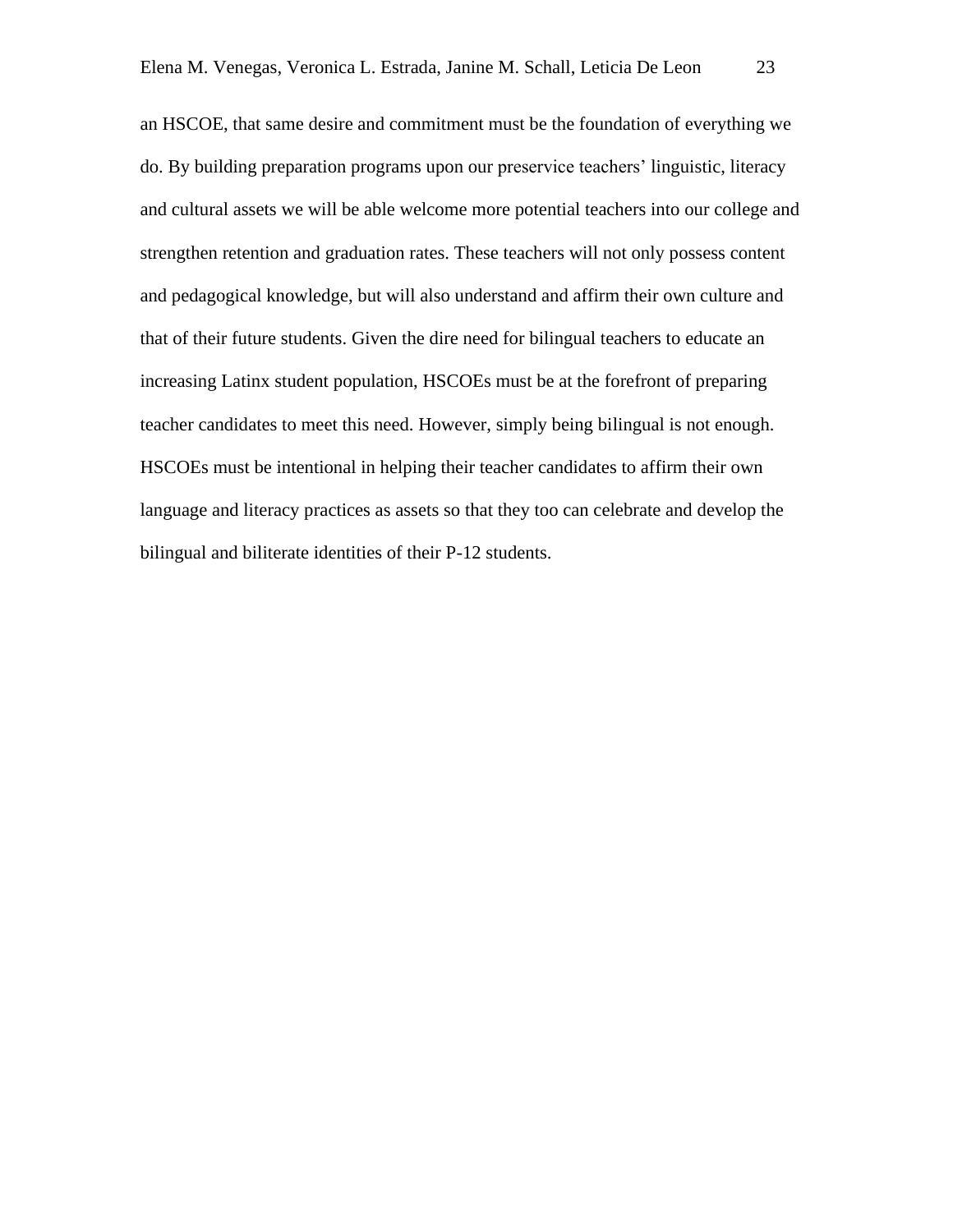an HSCOE, that same desire and commitment must be the foundation of everything we do. By building preparation programs upon our preservice teachers' linguistic, literacy and cultural assets we will be able welcome more potential teachers into our college and strengthen retention and graduation rates. These teachers will not only possess content and pedagogical knowledge, but will also understand and affirm their own culture and that of their future students. Given the dire need for bilingual teachers to educate an increasing Latinx student population, HSCOEs must be at the forefront of preparing teacher candidates to meet this need. However, simply being bilingual is not enough. HSCOEs must be intentional in helping their teacher candidates to affirm their own language and literacy practices as assets so that they too can celebrate and develop the bilingual and biliterate identities of their P-12 students.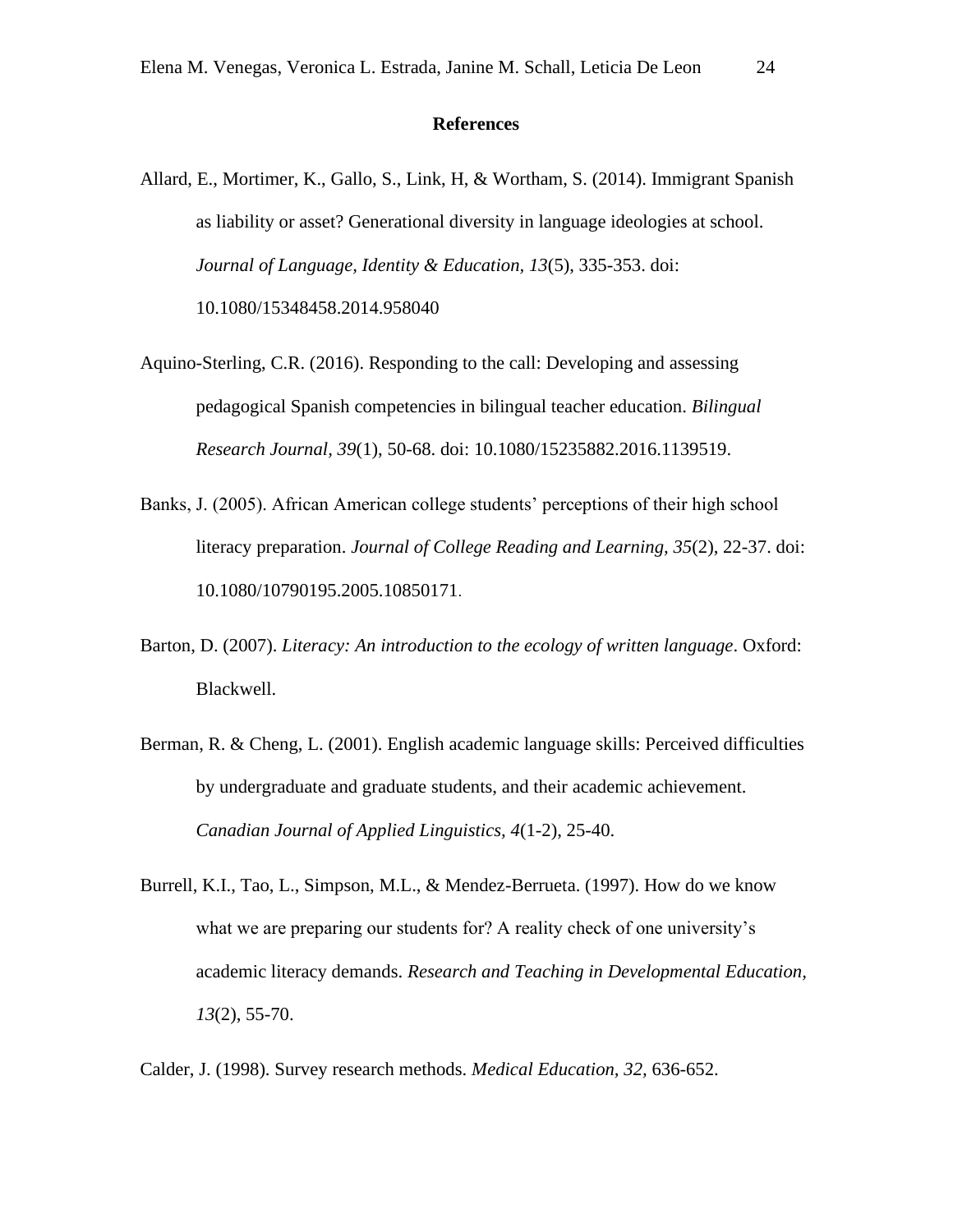**References**

Allard, E., Mortimer, K., Gallo, S., Link, H, & Wortham, S. (2014). Immigrant Spanish as liability or asset? Generational diversity in language ideologies at school. *Journal of Language, Identity & Education, 13*(5), 335-353. doi: 10.1080/15348458.2014.958040

Aquino-Sterling, C.R. (2016). Responding to the call: Developing and assessing pedagogical Spanish competencies in bilingual teacher education. *Bilingual Research Journal, 39*(1), 50-68. doi: 10.1080/15235882.2016.1139519.

Banks, J. (2005). African American college students' perceptions of their high school literacy preparation. *Journal of College Reading and Learning, 35*(2), 22-37. doi: 10.1080/10790195.2005.10850171.

Barton, D. (2007). *Literacy: An introduction to the ecology of written language*. Oxford: Blackwell.

Berman, R. & Cheng, L. (2001). English academic language skills: Perceived difficulties by undergraduate and graduate students, and their academic achievement. *Canadian Journal of Applied Linguistics, 4*(1-2), 25-40.

Burrell, K.I., Tao, L., Simpson, M.L., & Mendez-Berrueta. (1997). How do we know what we are preparing our students for? A reality check of one university's academic literacy demands. *Research and Teaching in Developmental Education, 13*(2), 55-70.

Calder, J. (1998). Survey research methods. *Medical Education, 32,* 636-652.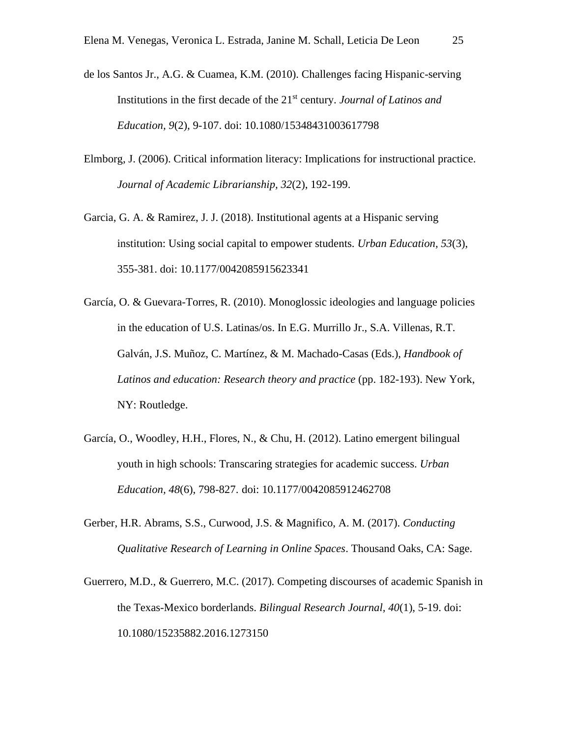de los Santos Jr., A.G. & Cuamea, K.M. (2010). Challenges facing Hispanic-serving Institutions in the first decade of the 21st century. *Journal of Latinos and Education, 9*(2), 9-107. doi: 10.1080/15348431003617798

Elmborg, J. (2006). Critical information literacy: Implications for instructional practice. *Journal of Academic Librarianship, 32*(2), 192-199.

Garcia, G. A. & Ramirez, J. J. (2018). Institutional agents at a Hispanic serving institution: Using social capital to empower students. *Urban Education, 53*(3), 355-381. doi: 10.1177/0042085915623341

García, O. & Guevara-Torres, R. (2010). Monoglossic ideologies and language policies in the education of U.S. Latinas/os. In E.G. Murrillo Jr., S.A. Villenas, R.T. Galván, J.S. Muñoz, C. Martínez, & M. Machado-Casas (Eds.), *Handbook of Latinos and education: Research theory and practice* (pp. 182-193). New York, NY: Routledge.

García, O., Woodley, H.H., Flores, N., & Chu, H. (2012). Latino emergent bilingual youth in high schools: Transcaring strategies for academic success. *Urban Education, 48*(6), 798-827. doi: 10.1177/0042085912462708

Gerber, H.R. Abrams, S.S., Curwood, J.S. & Magnifico, A. M. (2017). *Conducting Qualitative Research of Learning in Online Spaces*. Thousand Oaks, CA: Sage.

Guerrero, M.D., & Guerrero, M.C. (2017). Competing discourses of academic Spanish in the Texas-Mexico borderlands. *Bilingual Research Journal, 40*(1), 5-19. doi: 10.1080/15235882.2016.1273150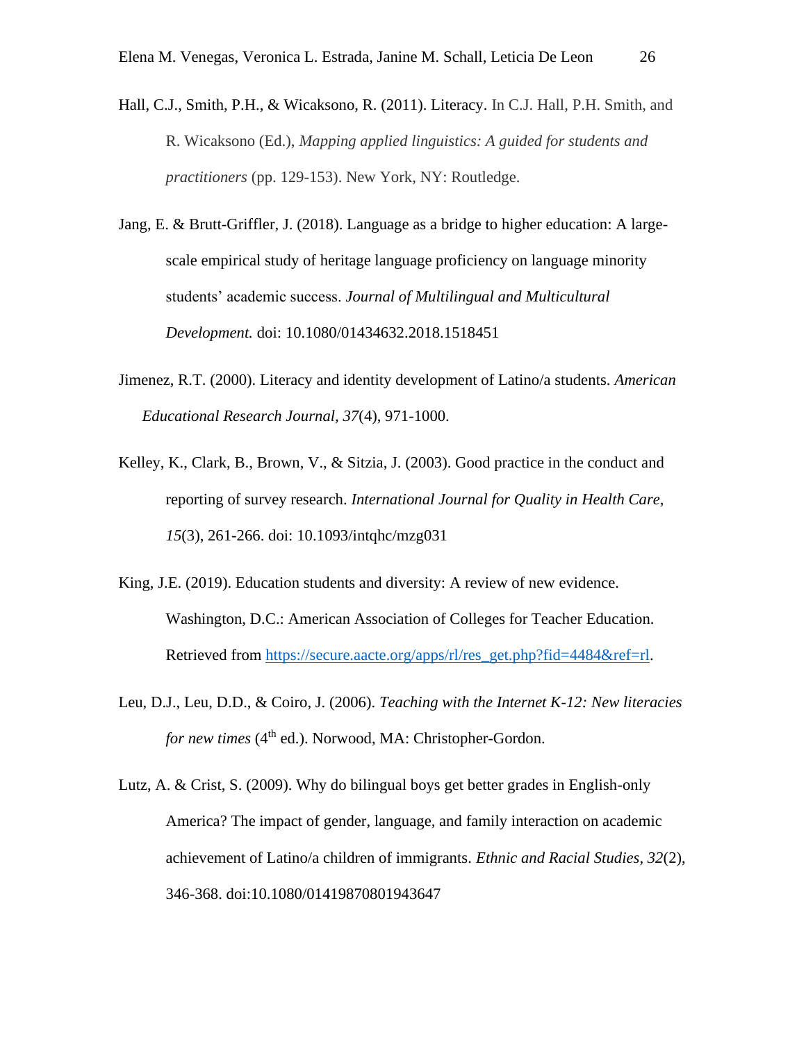Hall, C.J., Smith, P.H., & Wicaksono, R. (2011). Literacy. In C.J. Hall, P.H. Smith, and R. Wicaksono (Ed.), *Mapping applied linguistics: A guided for students and practitioners* (pp. 129-153). New York, NY: Routledge.

Jang, E. & Brutt-Griffler, J. (2018). Language as a bridge to higher education: A large-scale empirical study of heritage language proficiency on language minority students' academic success. *Journal of Multilingual and Multicultural Development.* doi: 10.1080/01434632.2018.1518451

Jimenez, R.T. (2000). Literacy and identity development of Latino/a students. *American Educational Research Journal*, *37*(4), 971-1000.

Kelley, K., Clark, B., Brown, V., & Sitzia, J. (2003). Good practice in the conduct and reporting of survey research. *International Journal for Quality in Health Care, 15*(3), 261-266. doi: 10.1093/intqhc/mzg031

King, J.E. (2019). Education students and diversity: A review of new evidence. Washington, D.C.: American Association of Colleges for Teacher Education. Retrieved from https://secure.aacte.org/apps/rl/res_get.php?fid=4484&ref=rl.

Leu, D.J., Leu, D.D., & Coiro, J. (2006). *Teaching with the Internet K-12: New literacies for new times* (4th ed.). Norwood, MA: Christopher-Gordon.

Lutz, A. & Crist, S. (2009). Why do bilingual boys get better grades in English-only America? The impact of gender, language, and family interaction on academic achievement of Latino/a children of immigrants. *Ethnic and Racial Studies, 32*(2), 346-368. doi:10.1080/01419870801943647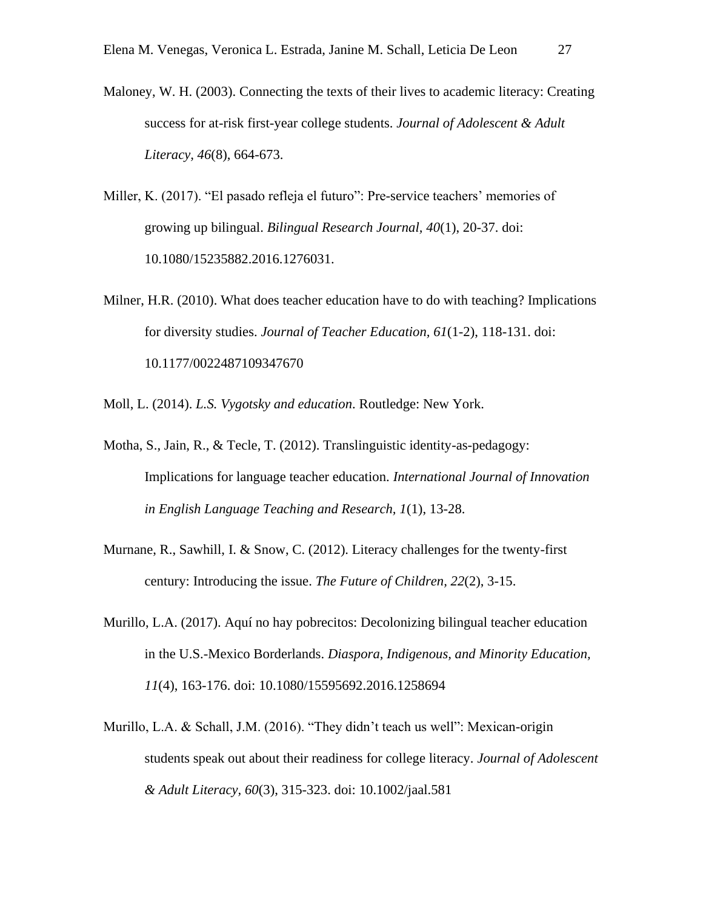Maloney, W. H. (2003). Connecting the texts of their lives to academic literacy: Creating success for at-risk first-year college students. *Journal of Adolescent & Adult Literacy, 46*(8), 664-673.

Miller, K. (2017). "El pasado refleja el futuro": Pre-service teachers' memories of growing up bilingual. *Bilingual Research Journal*, *40*(1), 20-37. doi: 10.1080/15235882.2016.1276031.

Milner, H.R. (2010). What does teacher education have to do with teaching? Implications for diversity studies. *Journal of Teacher Education, 61*(1-2), 118-131. doi: 10.1177/0022487109347670

Moll, L. (2014). *L.S. Vygotsky and education*. Routledge: New York.

Motha, S., Jain, R., & Tecle, T. (2012). Translinguistic identity-as-pedagogy: Implications for language teacher education. *International Journal of Innovation in English Language Teaching and Research, 1*(1), 13-28.

Murnane, R., Sawhill, I. & Snow, C. (2012). Literacy challenges for the twenty-first century: Introducing the issue. *The Future of Children, 22*(2), 3-15.

Murillo, L.A. (2017). Aquí no hay pobrecitos: Decolonizing bilingual teacher education in the U.S.-Mexico Borderlands. *Diaspora, Indigenous, and Minority Education, 11*(4), 163-176. doi: 10.1080/15595692.2016.1258694

Murillo, L.A. & Schall, J.M. (2016). "They didn't teach us well": Mexican-origin students speak out about their readiness for college literacy. *Journal of Adolescent & Adult Literacy, 60*(3), 315-323. doi: 10.1002/jaal.581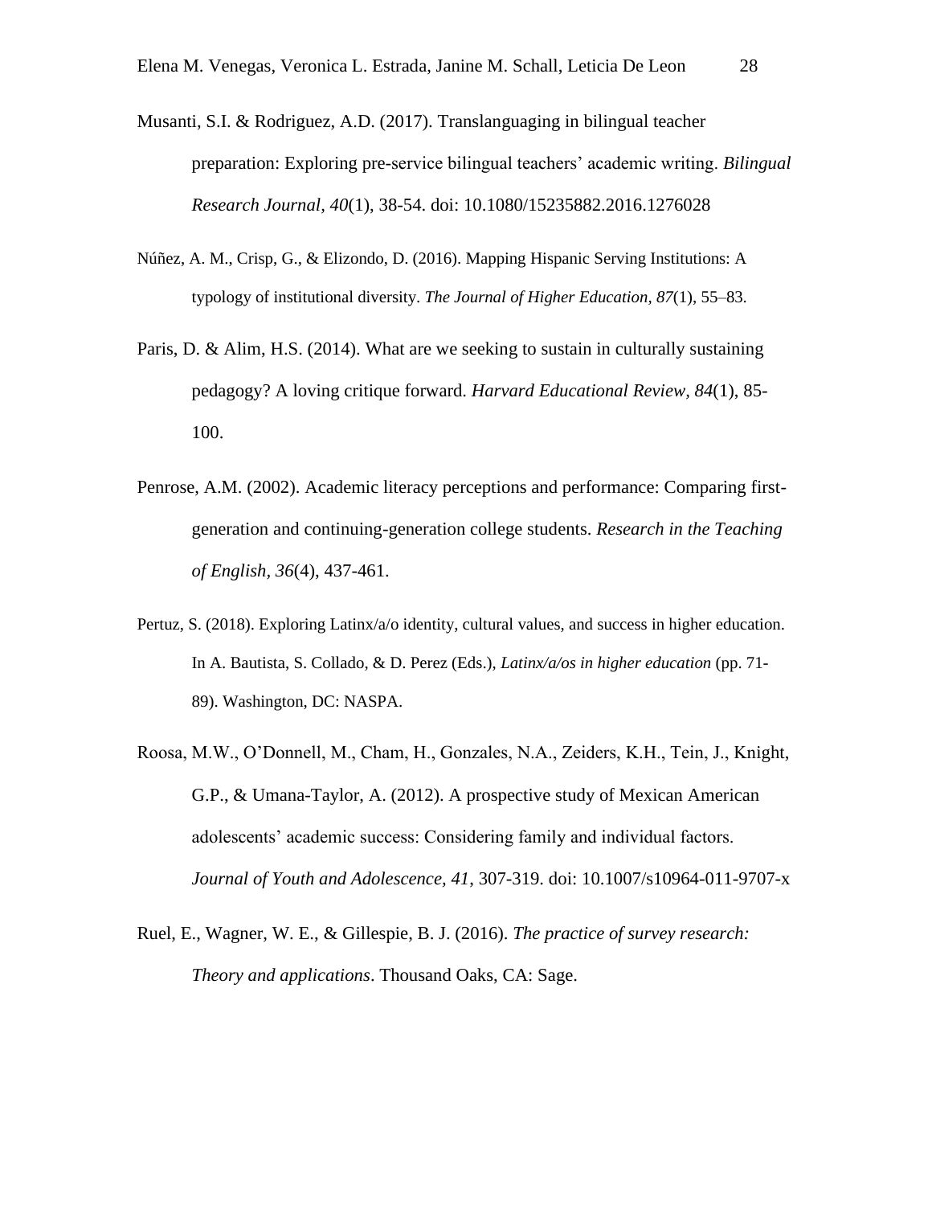Musanti, S.I. & Rodriguez, A.D. (2017). Translanguaging in bilingual teacher preparation: Exploring pre-service bilingual teachers' academic writing. *Bilingual Research Journal, 40*(1), 38-54. doi: 10.1080/15235882.2016.1276028

Núñez, A. M., Crisp, G., & Elizondo, D. (2016). Mapping Hispanic Serving Institutions: A typology of institutional diversity. *The Journal of Higher Education, 87*(1), 55–83.

Paris, D. & Alim, H.S. (2014). What are we seeking to sustain in culturally sustaining pedagogy? A loving critique forward. *Harvard Educational Review, 84*(1), 85-100.

Penrose, A.M. (2002). Academic literacy perceptions and performance: Comparing first-generation and continuing-generation college students. *Research in the Teaching of English, 36*(4), 437-461.

Pertuz, S. (2018). Exploring Latinx/a/o identity, cultural values, and success in higher education. In A. Bautista, S. Collado, & D. Perez (Eds.), *Latinx/a/os in higher education* (pp. 71-89). Washington, DC: NASPA.

Roosa, M.W., O'Donnell, M., Cham, H., Gonzales, N.A., Zeiders, K.H., Tein, J., Knight, G.P., & Umana-Taylor, A. (2012). A prospective study of Mexican American adolescents' academic success: Considering family and individual factors. *Journal of Youth and Adolescence, 41*, 307-319. doi: 10.1007/s10964-011-9707-x

Ruel, E., Wagner, W. E., & Gillespie, B. J. (2016). *The practice of survey research: Theory and applications*. Thousand Oaks, CA: Sage.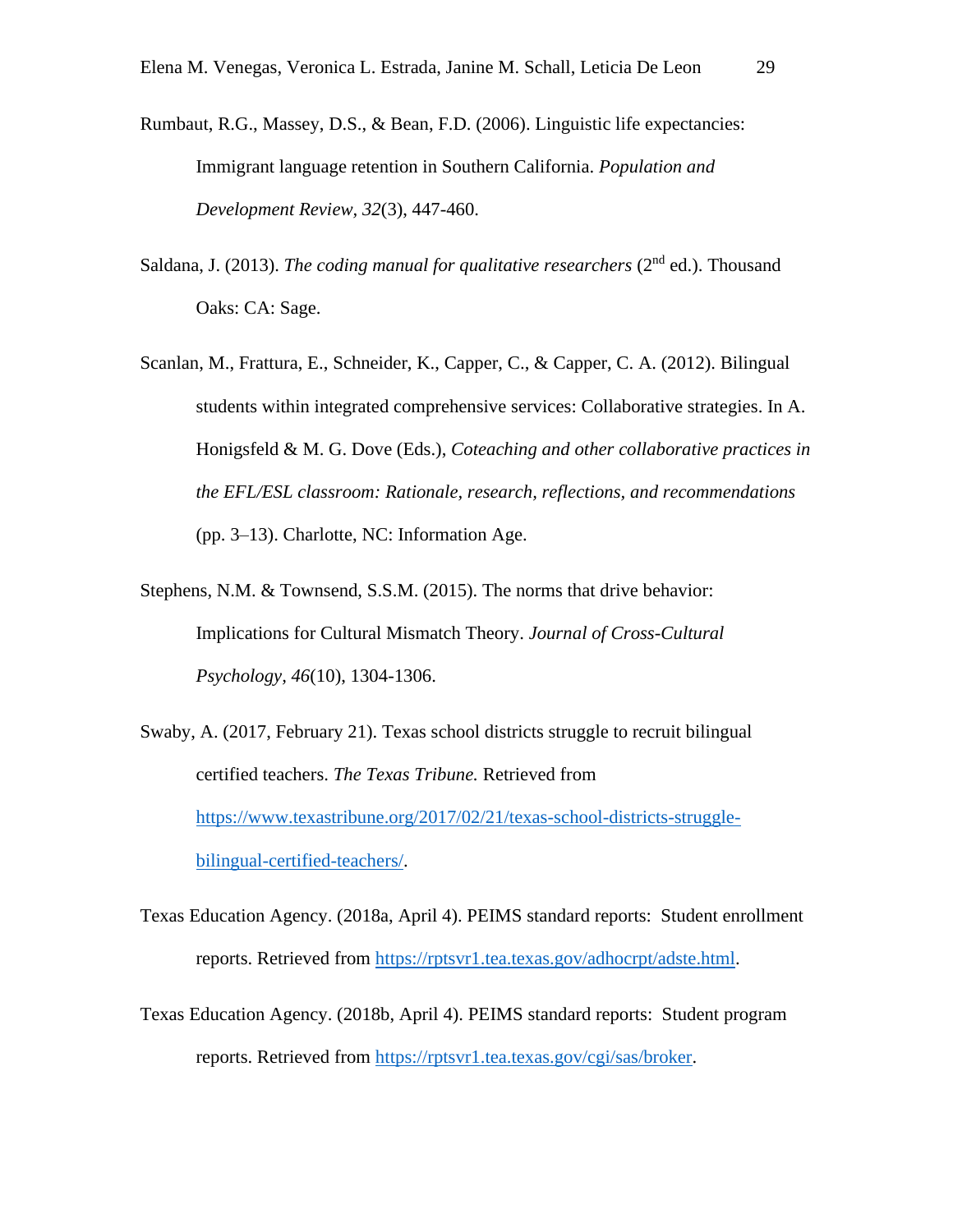Rumbaut, R.G., Massey, D.S., & Bean, F.D. (2006). Linguistic life expectancies: Immigrant language retention in Southern California. *Population and Development Review, 32*(3), 447-460.

Saldana, J. (2013). *The coding manual for qualitative researchers* (2nd ed.). Thousand Oaks: CA: Sage.

Scanlan, M., Frattura, E., Schneider, K., Capper, C., & Capper, C. A. (2012). Bilingual students within integrated comprehensive services: Collaborative strategies. In A. Honigsfeld & M. G. Dove (Eds.), *Coteaching and other collaborative practices in the EFL/ESL classroom: Rationale, research, reflections, and recommendations* (pp. 3–13). Charlotte, NC: Information Age.

Stephens, N.M. & Townsend, S.S.M. (2015). The norms that drive behavior: Implications for Cultural Mismatch Theory. *Journal of Cross-Cultural Psychology, 46*(10), 1304-1306.

Swaby, A. (2017, February 21). Texas school districts struggle to recruit bilingual certified teachers. *The Texas Tribune.* Retrieved from https://www.texastribune.org/2017/02/21/texas-school-districts-struggle-bilingual-certified-teachers/.

Texas Education Agency. (2018a, April 4). PEIMS standard reports: Student enrollment reports. Retrieved from https://rptsvr1.tea.texas.gov/adhocrpt/adste.html.

Texas Education Agency. (2018b, April 4). PEIMS standard reports: Student program reports. Retrieved from https://rptsvr1.tea.texas.gov/cgi/sas/broker.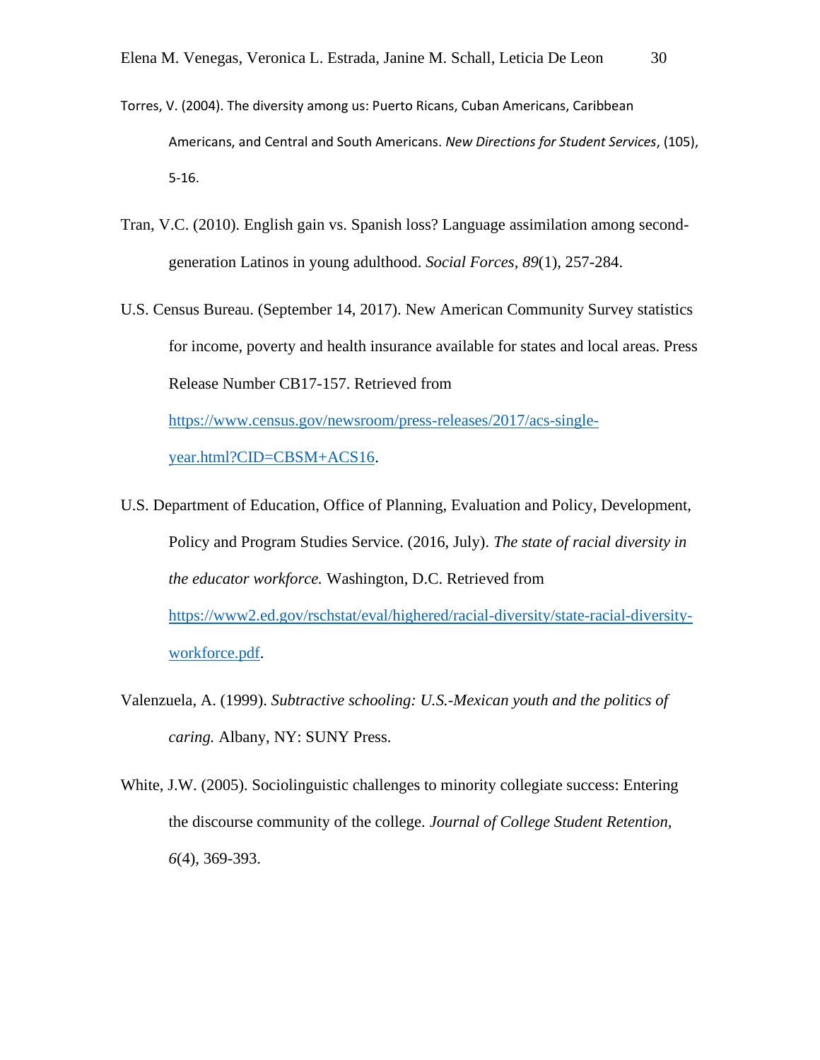Torres, V. (2004). The diversity among us: Puerto Ricans, Cuban Americans, Caribbean Americans, and Central and South Americans. *New Directions for Student Services*, (105), 5-16.

Tran, V.C. (2010). English gain vs. Spanish loss? Language assimilation among second-generation Latinos in young adulthood. *Social Forces*, *89*(1), 257-284.

U.S. Census Bureau. (September 14, 2017). New American Community Survey statistics for income, poverty and health insurance available for states and local areas. Press Release Number CB17-157. Retrieved from https://www.census.gov/newsroom/press-releases/2017/acs-single-year.html?CID=CBSM+ACS16.

U.S. Department of Education, Office of Planning, Evaluation and Policy, Development, Policy and Program Studies Service. (2016, July). *The state of racial diversity in the educator workforce.* Washington, D.C. Retrieved from https://www2.ed.gov/rschstat/eval/highered/racial-diversity/state-racial-diversity-workforce.pdf.

Valenzuela, A. (1999). *Subtractive schooling: U.S.-Mexican youth and the politics of caring.* Albany, NY: SUNY Press.

White, J.W. (2005). Sociolinguistic challenges to minority collegiate success: Entering the discourse community of the college. *Journal of College Student Retention*, *6*(4), 369-393.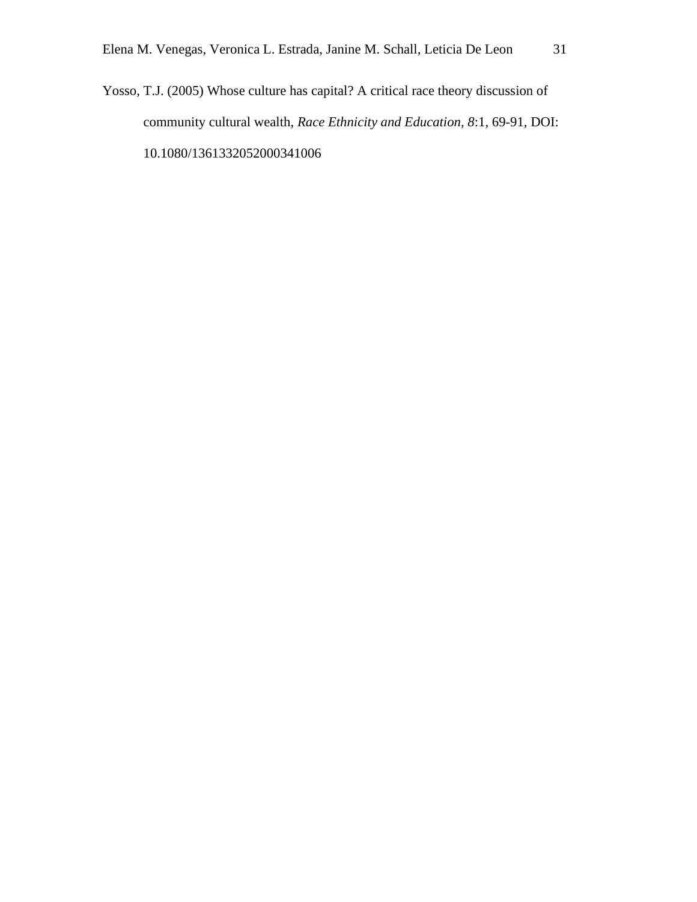Yosso, T.J. (2005) Whose culture has capital? A critical race theory discussion of community cultural wealth, *Race Ethnicity and Education, 8*:1, 69-91, DOI: 10.1080/1361332052000341006